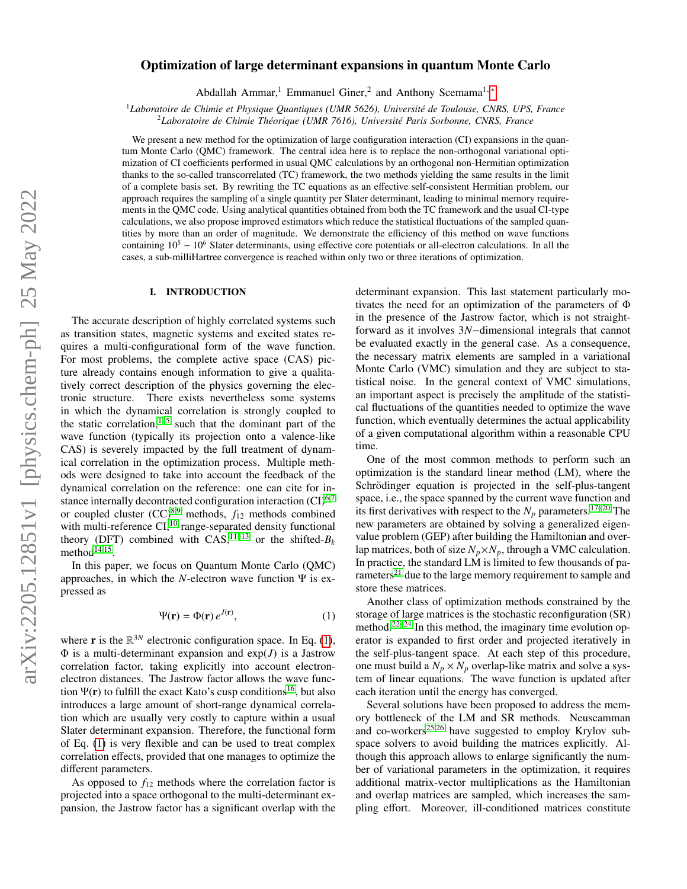# Optimization of large determinant expansions in quantum Monte Carlo

Abdallah Ammar,[1] Emmanuel Giner,[2] and Anthony Scemama[1,*]

[1] *Laboratoire de Chimie et Physique Quantiques (UMR 5626), Université de Toulouse, CNRS, UPS, France*
[2] *Laboratoire de Chimie Théorique (UMR 7616), Université Paris Sorbonne, CNRS, France*

We present a new method for the optimization of large configuration interaction (CI) expansions in the quantum Monte Carlo (QMC) framework. The central idea here is to replace the non-orthogonal variational optimization of CI coefficients performed in usual QMC calculations by an orthogonal non-Hermitian optimization thanks to the so-called transcorrelated (TC) framework, the two methods yielding the same results in the limit of a complete basis set. By rewriting the TC equations as an effective self-consistent Hermitian problem, our approach requires the sampling of a single quantity per Slater determinant, leading to minimal memory requirements in the QMC code. Using analytical quantities obtained from both the TC framework and the usual CI-type calculations, we also propose improved estimators which reduce the statistical fluctuations of the sampled quantities by more than an order of magnitude. We demonstrate the efficiency of this method on wave functions containing $10^5 - 10^6$ Slater determinants, using effective core potentials or all-electron calculations. In all the cases, a sub-milliHartree convergence is reached within only two or three iterations of optimization.

## I. INTRODUCTION

The accurate description of highly correlated systems such as transition states, magnetic systems and excited states requires a multi-configurational form of the wave function. For most problems, the complete active space (CAS) picture already contains enough information to give a qualitatively correct description of the physics governing the electronic structure. There exists nevertheless some systems in which the dynamical correlation is strongly coupled to the static correlation,[1–5] such that the dominant part of the wave function (typically its projection onto a valence-like CAS) is severely impacted by the full treatment of dynamical correlation in the optimization process. Multiple methods were designed to take into account the feedback of the dynamical correlation on the reference: one can cite for instance internally decontracted configuration interaction (CI)[6,7] or coupled cluster (CC)[8,9] methods, $f_{12}$ methods combined with multi-reference CI,[10] range-separated density functional theory (DFT) combined with CAS,[11–13] or the shifted-$B_k$ method[14,15].

In this paper, we focus on Quantum Monte Carlo (QMC) approaches, in which the $N$-electron wave function $\Psi$ is expressed as

$$\Psi(\mathbf{r}) = \Phi(\mathbf{r})\, e^{J(\mathbf{r})}, \tag{1}$$

where $\mathbf{r}$ is the $\mathbb{R}^{3N}$ electronic configuration space. In Eq. (1), $\Phi$ is a multi-determinant expansion and $\exp(J)$ is a Jastrow correlation factor, taking explicitly into account electron-electron distances. The Jastrow factor allows the wave function $\Psi(\mathbf{r})$ to fulfill the exact Kato's cusp conditions[16], but also introduces a large amount of short-range dynamical correlation which are usually very costly to capture within a usual Slater determinant expansion. Therefore, the functional form of Eq. (1) is very flexible and can be used to treat complex correlation effects, provided that one manages to optimize the different parameters.

As opposed to $f_{12}$ methods where the correlation factor is projected into a space orthogonal to the multi-determinant expansion, the Jastrow factor has a significant overlap with the determinant expansion. This last statement particularly motivates the need for an optimization of the parameters of $\Phi$ in the presence of the Jastrow factor, which is not straightforward as it involves $3N$−dimensional integrals that cannot be evaluated exactly in the general case. As a consequence, the necessary matrix elements are sampled in a variational Monte Carlo (VMC) simulation and they are subject to statistical noise. In the general context of VMC simulations, an important aspect is precisely the amplitude of the statistical fluctuations of the quantities needed to optimize the wave function, which eventually determines the actual applicability of a given computational algorithm within a reasonable CPU time.

One of the most common methods to perform such an optimization is the standard linear method (LM), where the Schrödinger equation is projected in the self-plus-tangent space, i.e., the space spanned by the current wave function and its first derivatives with respect to the $N_p$ parameters.[17–20] The new parameters are obtained by solving a generalized eigenvalue problem (GEP) after building the Hamiltonian and overlap matrices, both of size $N_p \times N_p$, through a VMC calculation. In practice, the standard LM is limited to few thousands of parameters[21] due to the large memory requirement to sample and store these matrices.

Another class of optimization methods constrained by the storage of large matrices is the stochastic reconfiguration (SR) method.[22–24] In this method, the imaginary time evolution operator is expanded to first order and projected iteratively in the self-plus-tangent space. At each step of this procedure, one must build a $N_p \times N_p$ overlap-like matrix and solve a system of linear equations. The wave function is updated after each iteration until the energy has converged.

Several solutions have been proposed to address the memory bottleneck of the LM and SR methods. Neuscamman and co-workers[25,26] have suggested to employ Krylov subspace solvers to avoid building the matrices explicitly. Although this approach allows to enlarge significantly the number of variational parameters in the optimization, it requires additional matrix-vector multiplications as the Hamiltonian and overlap matrices are sampled, which increases the sampling effort. Moreover, ill-conditioned matrices constitute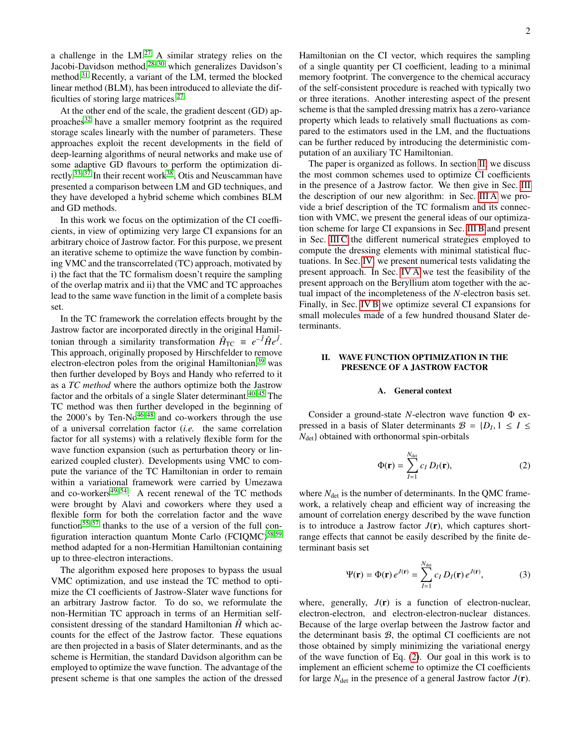a challenge in the LM.[27] A similar strategy relies on the Jacobi-Davidson method,[28–30] which generalizes Davidson's method.[31] Recently, a variant of the LM, termed the blocked linear method (BLM), has been introduced to alleviate the difficulties of storing large matrices.[27]

At the other end of the scale, the gradient descent (GD) approaches[32] have a smaller memory footprint as the required storage scales linearly with the number of parameters. These approaches exploit the recent developments in the field of deep-learning algorithms of neural networks and make use of some adaptive GD flavours to perform the optimization directly.[33–37] In their recent work[38], Otis and Neuscamman have presented a comparison between LM and GD techniques, and they have developed a hybrid scheme which combines BLM and GD methods.

In this work we focus on the optimization of the CI coefficients, in view of optimizing very large CI expansions for an arbitrary choice of Jastrow factor. For this purpose, we present an iterative scheme to optimize the wave function by combining VMC and the transcorrelated (TC) approach, motivated by i) the fact that the TC formalism doesn't require the sampling of the overlap matrix and ii) that the VMC and TC approaches lead to the same wave function in the limit of a complete basis set.

In the TC framework the correlation effects brought by the Jastrow factor are incorporated directly in the original Hamiltonian through a similarity transformation $\hat{H}_{\rm TC} \equiv e^{-\hat{J}}\hat{H}e^{\hat{J}}$. This approach, originally proposed by Hirschfelder to remove electron-electron poles from the original Hamiltonian,[39] was then further developed by Boys and Handy who referred to it as a *TC method* where the authors optimize both the Jastrow factor and the orbitals of a single Slater determinant.[40–45] The TC method was then further developed in the 2000's by Ten-No[46–48] and co-workers through the use of a universal correlation factor (*i.e.* the same correlation factor for all systems) with a relatively flexible form for the wave function expansion (such as perturbation theory or linearized coupled cluster). Developments using VMC to compute the variance of the TC Hamiltonian in order to remain within a variational framework were carried by Umezawa and co-workers[49–54]. A recent renewal of the TC methods were brought by Alavi and coworkers where they used a flexible form for both the correlation factor and the wave function[55–57] thanks to the use of a version of the full configuration interaction quantum Monte Carlo (FCIQMC)[58,59] method adapted for a non-Hermitian Hamiltonian containing up to three-electron interactions.

The algorithm exposed here proposes to bypass the usual VMC optimization, and use instead the TC method to optimize the CI coefficients of Jastrow-Slater wave functions for an arbitrary Jastrow factor. To do so, we reformulate the non-Hermitian TC approach in terms of an Hermitian self-consistent dressing of the standard Hamiltonian $\hat{H}$ which accounts for the effect of the Jastrow factor. These equations are then projected in a basis of Slater determinants, and as the scheme is Hermitian, the standard Davidson algorithm can be employed to optimize the wave function. The advantage of the present scheme is that one samples the action of the dressed Hamiltonian on the CI vector, which requires the sampling of a single quantity per CI coefficient, leading to a minimal memory footprint. The convergence to the chemical accuracy of the self-consistent procedure is reached with typically two or three iterations. Another interesting aspect of the present scheme is that the sampled dressing matrix has a zero-variance property which leads to relatively small fluctuations as compared to the estimators used in the LM, and the fluctuations can be further reduced by introducing the deterministic computation of an auxiliary TC Hamiltonian.

The paper is organized as follows. In section II, we discuss the most common schemes used to optimize CI coefficients in the presence of a Jastrow factor. We then give in Sec. III the description of our new algorithm: in Sec. III A we provide a brief description of the TC formalism and its connection with VMC, we present the general ideas of our optimization scheme for large CI expansions in Sec. III B and present in Sec. III C the different numerical strategies employed to compute the dressing elements with minimal statistical fluctuations. In Sec. IV, we present numerical tests validating the present approach. In Sec. IV A we test the feasibility of the present approach on the Beryllium atom together with the actual impact of the incompleteness of the $N$-electron basis set. Finally, in Sec. IV B we optimize several CI expansions for small molecules made of a few hundred thousand Slater determinants.

## II. WAVE FUNCTION OPTIMIZATION IN THE PRESENCE OF A JASTROW FACTOR

### A. General context

Consider a ground-state $N$-electron wave function $\Phi$ expressed in a basis of Slater determinants $\mathcal{B} = \{D_I, 1 \leq I \leq N_{\rm det}\}$ obtained with orthonormal spin-orbitals

$$\Phi(\mathbf{r}) = \sum_{I=1}^{N_{\rm det}} c_I \, D_I(\mathbf{r}), \tag{2}$$

where $N_{\rm det}$ is the number of determinants. In the QMC framework, a relatively cheap and efficient way of increasing the amount of correlation energy described by the wave function is to introduce a Jastrow factor $J(\mathbf{r})$, which captures short-range effects that cannot be easily described by the finite determinant basis set

$$\Psi(\mathbf{r}) = \Phi(\mathbf{r})\, e^{J(\mathbf{r})} = \sum_{I=1}^{N_{\rm det}} c_I \, D_I(\mathbf{r})\, e^{J(\mathbf{r})}, \tag{3}$$

where, generally, $J(\mathbf{r})$ is a function of electron-nuclear, electron-electron, and electron-electron-nuclear distances. Because of the large overlap between the Jastrow factor and the determinant basis $\mathcal{B}$, the optimal CI coefficients are not those obtained by simply minimizing the variational energy of the wave function of Eq. (2). Our goal in this work is to implement an efficient scheme to optimize the CI coefficients for large $N_{\rm det}$ in the presence of a general Jastrow factor $J(\mathbf{r})$.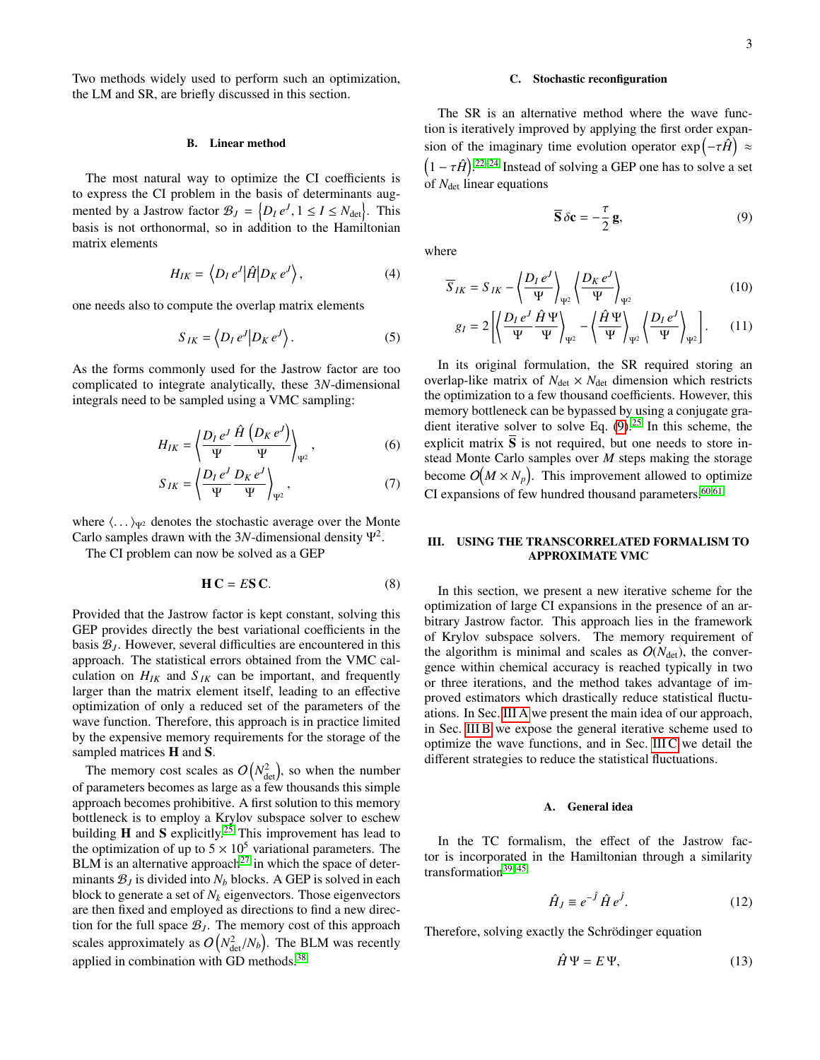Two methods widely used to perform such an optimization, the LM and SR, are briefly discussed in this section.

### B. Linear method

The most natural way to optimize the CI coefficients is to express the CI problem in the basis of determinants augmented by a Jastrow factor $\mathcal{B}_J = \left\{D_I\, e^J, 1 \leq I \leq N_{\text{det}}\right\}$. This basis is not orthonormal, so in addition to the Hamiltonian matrix elements

$$H_{IK} = \left\langle D_I\, e^J \middle| \hat{H} \middle| D_K\, e^J \right\rangle, \tag{4}$$

one needs also to compute the overlap matrix elements

$$S_{IK} = \left\langle D_I\, e^J \middle| D_K\, e^J \right\rangle. \tag{5}$$

As the forms commonly used for the Jastrow factor are too complicated to integrate analytically, these $3N$-dimensional integrals need to be sampled using a VMC sampling:

$$H_{IK} = \left\langle \frac{D_I\, e^J}{\Psi} \frac{\hat{H}\left(D_K\, e^J\right)}{\Psi} \right\rangle_{\Psi^2}, \tag{6}$$

$$S_{IK} = \left\langle \frac{D_I\, e^J}{\Psi} \frac{D_K\, e^J}{\Psi} \right\rangle_{\Psi^2}, \tag{7}$$

where $\langle \ldots \rangle_{\Psi^2}$ denotes the stochastic average over the Monte Carlo samples drawn with the $3N$-dimensional density $\Psi^2$.

The CI problem can now be solved as a GEP

$$\mathbf{H}\,\mathbf{C} = E\mathbf{S}\,\mathbf{C}. \tag{8}$$

Provided that the Jastrow factor is kept constant, solving this GEP provides directly the best variational coefficients in the basis $\mathcal{B}_J$. However, several difficulties are encountered in this approach. The statistical errors obtained from the VMC calculation on $H_{IK}$ and $S_{IK}$ can be important, and frequently larger than the matrix element itself, leading to an effective optimization of only a reduced set of the parameters of the wave function. Therefore, this approach is in practice limited by the expensive memory requirements for the storage of the sampled matrices $\mathbf{H}$ and $\mathbf{S}$.

The memory cost scales as $O\left(N_{\text{det}}^2\right)$, so when the number of parameters becomes as large as a few thousands this simple approach becomes prohibitive. A first solution to this memory bottleneck is to employ a Krylov subspace solver to eschew building $\mathbf{H}$ and $\mathbf{S}$ explicitly.[25] This improvement has lead to the optimization of up to $5 \times 10^5$ variational parameters. The BLM is an alternative approach[27] in which the space of determinants $\mathcal{B}_J$ is divided into $N_b$ blocks. A GEP is solved in each block to generate a set of $N_k$ eigenvectors. Those eigenvectors are then fixed and employed as directions to find a new direction for the full space $\mathcal{B}_J$. The memory cost of this approach scales approximately as $O\left(N_{\text{det}}^2/N_b\right)$. The BLM was recently applied in combination with GD methods.[38]

### C. Stochastic reconfiguration

The SR is an alternative method where the wave function is iteratively improved by applying the first order expansion of the imaginary time evolution operator $\exp\left(-\tau\hat{H}\right) \approx \left(1 - \tau\hat{H}\right)$.[22–24] Instead of solving a GEP one has to solve a set of $N_{\text{det}}$ linear equations

$$\overline{\mathbf{S}}\,\delta\mathbf{c} = -\frac{\tau}{2}\,\mathbf{g}, \tag{9}$$

where

$$\overline{S}_{IK} = S_{IK} - \left\langle \frac{D_I\, e^J}{\Psi} \right\rangle_{\Psi^2} \left\langle \frac{D_K\, e^J}{\Psi} \right\rangle_{\Psi^2} \tag{10}$$

$$g_I = 2\left[\left\langle \frac{D_I\, e^J}{\Psi} \frac{\hat{H}\,\Psi}{\Psi} \right\rangle_{\Psi^2} - \left\langle \frac{\hat{H}\,\Psi}{\Psi} \right\rangle_{\Psi^2} \left\langle \frac{D_I\, e^J}{\Psi} \right\rangle_{\Psi^2}\right]. \tag{11}$$

In its original formulation, the SR required storing an overlap-like matrix of $N_{\text{det}} \times N_{\text{det}}$ dimension which restricts the optimization to a few thousand coefficients. However, this memory bottleneck can be bypassed by using a conjugate gradient iterative solver to solve Eq. (9).[25] In this scheme, the explicit matrix $\overline{\mathbf{S}}$ is not required, but one needs to store instead Monte Carlo samples over $M$ steps making the storage become $O\left(M \times N_p\right)$. This improvement allowed to optimize CI expansions of few hundred thousand parameters.[60,61]

## III. USING THE TRANSCORRELATED FORMALISM TO APPROXIMATE VMC

In this section, we present a new iterative scheme for the optimization of large CI expansions in the presence of an arbitrary Jastrow factor. This approach lies in the framework of Krylov subspace solvers. The memory requirement of the algorithm is minimal and scales as $O(N_{\text{det}})$, the convergence within chemical accuracy is reached typically in two or three iterations, and the method takes advantage of improved estimators which drastically reduce statistical fluctuations. In Sec. III A we present the main idea of our approach, in Sec. III B we expose the general iterative scheme used to optimize the wave functions, and in Sec. III C we detail the different strategies to reduce the statistical fluctuations.

### A. General idea

In the TC formalism, the effect of the Jastrow factor is incorporated in the Hamiltonian through a similarity transformation[39–45]

$$\hat{H}_J \equiv e^{-\hat{J}}\,\hat{H}\,e^{\hat{J}}. \tag{12}$$

Therefore, solving exactly the Schrödinger equation

$$\hat{H}\,\Psi = E\,\Psi, \tag{13}$$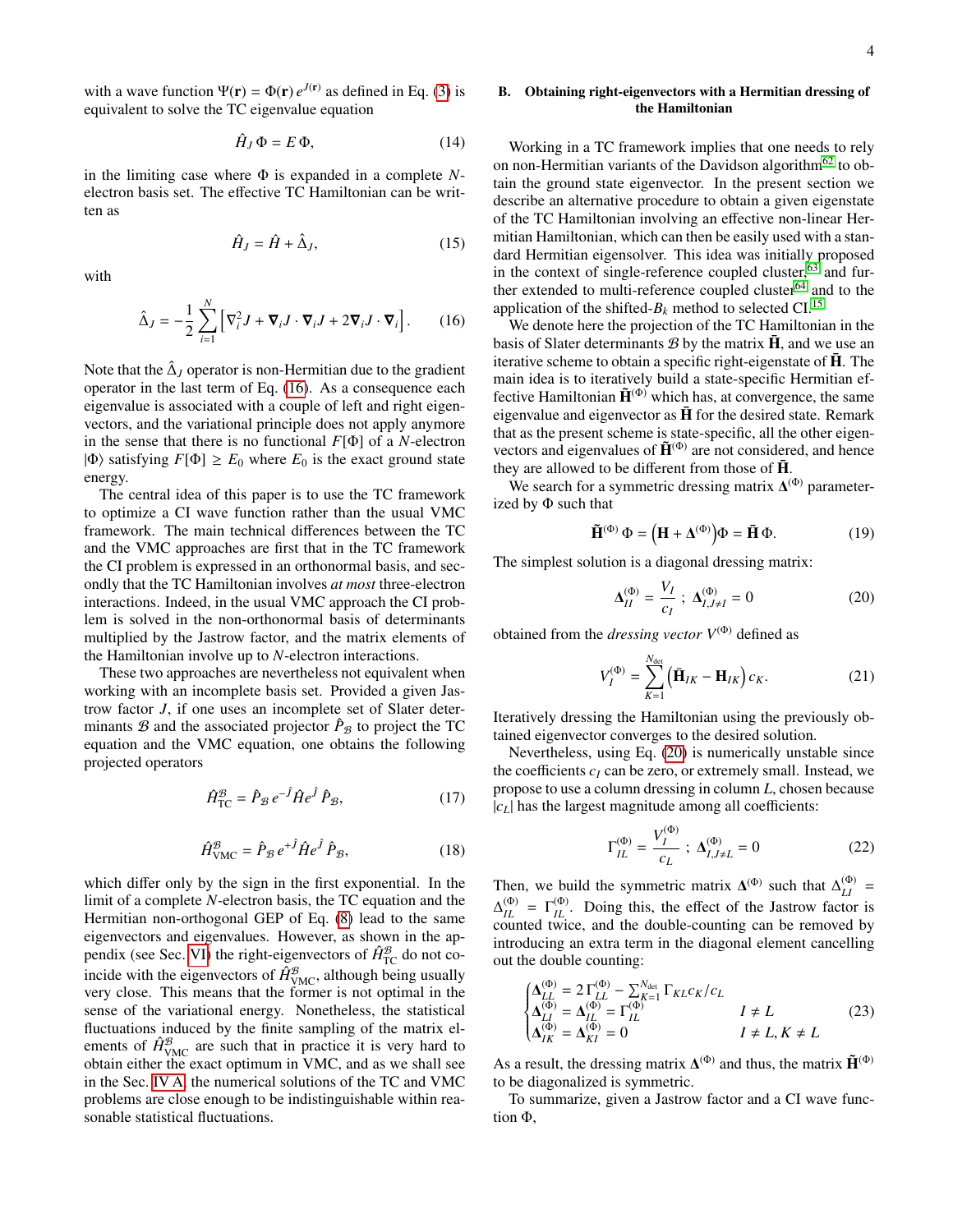with a wave function $\Psi(\mathbf{r}) = \Phi(\mathbf{r})\, e^{J(\mathbf{r})}$ as defined in Eq. (3) is equivalent to solve the TC eigenvalue equation

$$\hat{H}_J\, \Phi = E\, \Phi, \tag{14}$$

in the limiting case where $\Phi$ is expanded in a complete $N$-electron basis set. The effective TC Hamiltonian can be written as

$$\hat{H}_J = \hat{H} + \hat{\Delta}_J, \tag{15}$$

with

$$\hat{\Delta}_J = -\frac{1}{2} \sum_{i=1}^{N} \left[ \nabla_i^2 J + \boldsymbol{\nabla}_i J \cdot \boldsymbol{\nabla}_i J + 2 \boldsymbol{\nabla}_i J \cdot \boldsymbol{\nabla}_i \right]. \tag{16}$$

Note that the $\hat{\Delta}_J$ operator is non-Hermitian due to the gradient operator in the last term of Eq. (16). As a consequence each eigenvalue is associated with a couple of left and right eigenvectors, and the variational principle does not apply anymore in the sense that there is no functional $F[\Phi]$ of a $N$-electron $|\Phi\rangle$ satisfying $F[\Phi] \geq E_0$ where $E_0$ is the exact ground state energy.

The central idea of this paper is to use the TC framework to optimize a CI wave function rather than the usual VMC framework. The main technical differences between the TC and the VMC approaches are first that in the TC framework the CI problem is expressed in an orthonormal basis, and secondly that the TC Hamiltonian involves *at most* three-electron interactions. Indeed, in the usual VMC approach the CI problem is solved in the non-orthonormal basis of determinants multiplied by the Jastrow factor, and the matrix elements of the Hamiltonian involve up to $N$-electron interactions.

These two approaches are nevertheless not equivalent when working with an incomplete basis set. Provided a given Jastrow factor $J$, if one uses an incomplete set of Slater determinants $\mathcal{B}$ and the associated projector $\hat{P}_{\mathcal{B}}$ to project the TC equation and the VMC equation, one obtains the following projected operators

$$\hat{H}^{\mathcal{B}}_{\text{TC}} = \hat{P}_{\mathcal{B}}\, e^{-\hat{J}} \hat{H} e^{\hat{J}}\, \hat{P}_{\mathcal{B}}, \tag{17}$$

$$\hat{H}^{\mathcal{B}}_{\text{VMC}} = \hat{P}_{\mathcal{B}}\, e^{+\hat{J}} \hat{H} e^{\hat{J}}\, \hat{P}_{\mathcal{B}}, \tag{18}$$

which differ only by the sign in the first exponential. In the limit of a complete $N$-electron basis, the TC equation and the Hermitian non-orthogonal GEP of Eq. (8) lead to the same eigenvectors and eigenvalues. However, as shown in the appendix (see Sec. VI) the right-eigenvectors of $\hat{H}^{\mathcal{B}}_{\text{TC}}$ do not coincide with the eigenvectors of $\hat{H}^{\mathcal{B}}_{\text{VMC}}$, although being usually very close. This means that the former is not optimal in the sense of the variational energy. Nonetheless, the statistical fluctuations induced by the finite sampling of the matrix elements of $\hat{H}^{\mathcal{B}}_{\text{VMC}}$ are such that in practice it is very hard to obtain either the exact optimum in VMC, and as we shall see in the Sec. IV A, the numerical solutions of the TC and VMC problems are close enough to be indistinguishable within reasonable statistical fluctuations.

## B. Obtaining right-eigenvectors with a Hermitian dressing of the Hamiltonian

Working in a TC framework implies that one needs to rely on non-Hermitian variants of the Davidson algorithm[62] to obtain the ground state eigenvector. In the present section we describe an alternative procedure to obtain a given eigenstate of the TC Hamiltonian involving an effective non-linear Hermitian Hamiltonian, which can then be easily used with a standard Hermitian eigensolver. This idea was initially proposed in the context of single-reference coupled cluster,[63] and further extended to multi-reference coupled cluster[64] and to the application of the shifted-$B_k$ method to selected CI.[15]

We denote here the projection of the TC Hamiltonian in the basis of Slater determinants $\mathcal{B}$ by the matrix $\bar{\mathbf{H}}$, and we use an iterative scheme to obtain a specific right-eigenstate of $\bar{\mathbf{H}}$. The main idea is to iteratively build a state-specific Hermitian effective Hamiltonian $\tilde{\mathbf{H}}^{(\Phi)}$ which has, at convergence, the same eigenvalue and eigenvector as $\bar{\mathbf{H}}$ for the desired state. Remark that as the present scheme is state-specific, all the other eigenvectors and eigenvalues of $\tilde{\mathbf{H}}^{(\Phi)}$ are not considered, and hence they are allowed to be different from those of $\bar{\mathbf{H}}$.

We search for a symmetric dressing matrix $\mathbf{\Delta}^{(\Phi)}$ parameterized by $\Phi$ such that

$$\tilde{\mathbf{H}}^{(\Phi)}\, \Phi = \left(\mathbf{H} + \mathbf{\Delta}^{(\Phi)}\right)\Phi = \bar{\mathbf{H}}\, \Phi. \tag{19}$$

The simplest solution is a diagonal dressing matrix:

$$\mathbf{\Delta}^{(\Phi)}_{II} = \frac{V_I}{c_I} \;;\; \mathbf{\Delta}^{(\Phi)}_{I,J\neq I} = 0 \tag{20}$$

obtained from the *dressing vector* $V^{(\Phi)}$ defined as

$$V^{(\Phi)}_I = \sum_{K=1}^{N_{\text{det}}} \left(\bar{\mathbf{H}}_{IK} - \mathbf{H}_{IK}\right) c_K. \tag{21}$$

Iteratively dressing the Hamiltonian using the previously obtained eigenvector converges to the desired solution.

Nevertheless, using Eq. (20) is numerically unstable since the coefficients $c_I$ can be zero, or extremely small. Instead, we propose to use a column dressing in column $L$, chosen because $|c_L|$ has the largest magnitude among all coefficients:

$$\Gamma^{(\Phi)}_{IL} = \frac{V^{(\Phi)}_I}{c_L} \;;\; \mathbf{\Delta}^{(\Phi)}_{I,J\neq L} = 0 \tag{22}$$

Then, we build the symmetric matrix $\mathbf{\Delta}^{(\Phi)}$ such that $\Delta^{(\Phi)}_{LI} = \Delta^{(\Phi)}_{IL} = \Gamma^{(\Phi)}_{IL}$. Doing this, the effect of the Jastrow factor is counted twice, and the double-counting can be removed by introducing an extra term in the diagonal element cancelling out the double counting:

$$\begin{cases} \mathbf{\Delta}^{(\Phi)}_{LL} = 2\,\Gamma^{(\Phi)}_{LL} - \sum_{K=1}^{N_{\text{det}}} \Gamma_{KL} c_K / c_L & \\ \mathbf{\Delta}^{(\Phi)}_{LI} = \mathbf{\Delta}^{(\Phi)}_{IL} = \Gamma^{(\Phi)}_{IL} & I \neq L \\ \mathbf{\Delta}^{(\Phi)}_{IK} = \mathbf{\Delta}^{(\Phi)}_{KI} = 0 & I \neq L, K \neq L \end{cases} \tag{23}$$

As a result, the dressing matrix $\mathbf{\Delta}^{(\Phi)}$ and thus, the matrix $\tilde{\mathbf{H}}^{(\Phi)}$ to be diagonalized is symmetric.

To summarize, given a Jastrow factor and a CI wave function $\Phi$,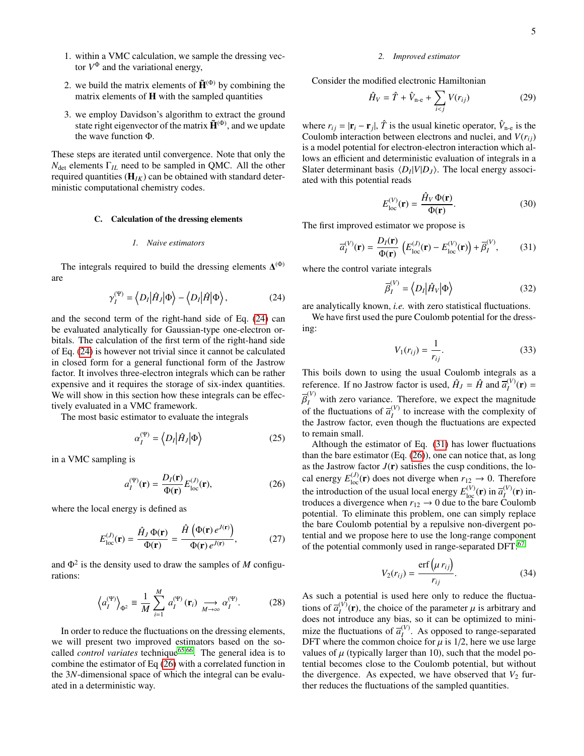1. within a VMC calculation, we sample the dressing vector $V^{\Phi}$ and the variational energy,
2. we build the matrix elements of $\tilde{\mathbf{H}}^{(\Phi)}$ by combining the matrix elements of $\mathbf{H}$ with the sampled quantities
3. we employ Davidson's algorithm to extract the ground state right eigenvector of the matrix $\tilde{\mathbf{H}}^{(\Phi)}$, and we update the wave function $\Phi$.

These steps are iterated until convergence. Note that only the $N_{\text{det}}$ elements $\Gamma_{IL}$ need to be sampled in QMC. All the other required quantities ($\mathbf{H}_{IK}$) can be obtained with standard deterministic computational chemistry codes.

### C. Calculation of the dressing elements

#### 1. Naive estimators

The integrals required to build the dressing elements $\mathbf{\Delta}^{(\Phi)}$ are

$$\gamma_I^{(\Psi)} = \left\langle D_I \middle| \hat{H}_J \middle| \Phi \right\rangle - \left\langle D_I \middle| \hat{H} \middle| \Phi \right\rangle, \tag{24}$$

and the second term of the right-hand side of Eq. (24) can be evaluated analytically for Gaussian-type one-electron orbitals. The calculation of the first term of the right-hand side of Eq. (24) is however not trivial since it cannot be calculated in closed form for a general functional form of the Jastrow factor. It involves three-electron integrals which can be rather expensive and it requires the storage of six-index quantities. We will show in this section how these integrals can be effectively evaluated in a VMC framework.

The most basic estimator to evaluate the integrals

$$\alpha_I^{(\Psi)} = \left\langle D_I \middle| \hat{H}_J \middle| \Phi \right\rangle \tag{25}$$

in a VMC sampling is

$$a_I^{(\Psi)}(\mathbf{r}) = \frac{D_I(\mathbf{r})}{\Phi(\mathbf{r})} E_{\text{loc}}^{(J)}(\mathbf{r}), \tag{26}$$

where the local energy is defined as

$$E_{\text{loc}}^{(J)}(\mathbf{r}) = \frac{\hat{H}_J \, \Phi(\mathbf{r})}{\Phi(\mathbf{r})} = \frac{\hat{H}\left(\Phi(\mathbf{r}) \, e^{J(\mathbf{r})}\right)}{\Phi(\mathbf{r}) \, e^{J(\mathbf{r})}}, \tag{27}$$

and $\Phi^2$ is the density used to draw the samples of $M$ configurations:

$$\left\langle a_I^{(\Psi)} \right\rangle_{\Phi^2} \equiv \frac{1}{M} \sum_{i=1}^{M} a_I^{(\Psi)}(\mathbf{r}_i) \underset{M \to \infty}{\longrightarrow} \alpha_I^{(\Psi)}. \tag{28}$$

In order to reduce the fluctuations on the dressing elements, we will present two improved estimators based on the so-called *control variates* technique[65,66]. The general idea is to combine the estimator of Eq (26) with a correlated function in the $3N$-dimensional space of which the integral can be evaluated in a deterministic way.

#### 2. Improved estimator

Consider the modified electronic Hamiltonian

$$\hat{H}_V = \hat{T} + \hat{V}_{\text{n-e}} + \sum_{i<j} V(r_{ij}) \tag{29}$$

where $r_{ij} = |\mathbf{r}_i - \mathbf{r}_j|$, $\hat{T}$ is the usual kinetic operator, $\hat{V}_{\text{n-e}}$ is the Coulomb interaction between electrons and nuclei, and $V(r_{ij})$ is a model potential for electron-electron interaction which allows an efficient and deterministic evaluation of integrals in a Slater determinant basis $\langle D_I | V | D_J \rangle$. The local energy associated with this potential reads

$$E_{\text{loc}}^{(V)}(\mathbf{r}) = \frac{\hat{H}_V \, \Phi(\mathbf{r})}{\Phi(\mathbf{r})}. \tag{30}$$

The first improved estimator we propose is

$$\overline{a}_I^{(V)}(\mathbf{r}) = \frac{D_I(\mathbf{r})}{\Phi(\mathbf{r})} \left( E_{\text{loc}}^{(J)}(\mathbf{r}) - E_{\text{loc}}^{(V)}(\mathbf{r}) \right) + \overline{\beta}_I^{(V)}, \tag{31}$$

where the control variate integrals

$$\overline{\beta}_I^{(V)} = \left\langle D_I \middle| \hat{H}_V \middle| \Phi \right\rangle \tag{32}$$

are analytically known, *i.e.* with zero statistical fluctuations.

We have first used the pure Coulomb potential for the dressing:

$$V_1(r_{ij}) = \frac{1}{r_{ij}}. \tag{33}$$

This boils down to using the usual Coulomb integrals as a reference. If no Jastrow factor is used, $\hat{H}_J = \hat{H}$ and $\overline{a}_I^{(V)}(\mathbf{r}) = \overline{\beta}_I^{(V)}$ with zero variance. Therefore, we expect the magnitude of the fluctuations of $\overline{a}_I^{(V)}$ to increase with the complexity of the Jastrow factor, even though the fluctuations are expected to remain small.

Although the estimator of Eq. (31) has lower fluctuations than the bare estimator (Eq. (26)), one can notice that, as long as the Jastrow factor $J(\mathbf{r})$ satisfies the cusp conditions, the local energy $E_{\text{loc}}^{(J)}(\mathbf{r})$ does not diverge when $r_{12} \to 0$. Therefore the introduction of the usual local energy $E_{\text{loc}}^{(V)}(\mathbf{r})$ in $\overline{a}_I^{(V)}(\mathbf{r})$ introduces a divergence when $r_{12} \to 0$ due to the bare Coulomb potential. To eliminate this problem, one can simply replace the bare Coulomb potential by a repulsive non-divergent potential and we propose here to use the long-range component of the potential commonly used in range-separated DFT:[67]

$$V_2(r_{ij}) = \frac{\text{erf}\left(\mu \, r_{ij}\right)}{r_{ij}}. \tag{34}$$

As such a potential is used here only to reduce the fluctuations of $\overline{a}_I^{(V)}(\mathbf{r})$, the choice of the parameter $\mu$ is arbitrary and does not introduce any bias, so it can be optimized to minimize the fluctuations of $\overline{a}_I^{(V)}$. As opposed to range-separated DFT where the common choice for $\mu$ is 1/2, here we use large values of $\mu$ (typically larger than 10), such that the model potential becomes close to the Coulomb potential, but without the divergence. As expected, we have observed that $V_2$ further reduces the fluctuations of the sampled quantities.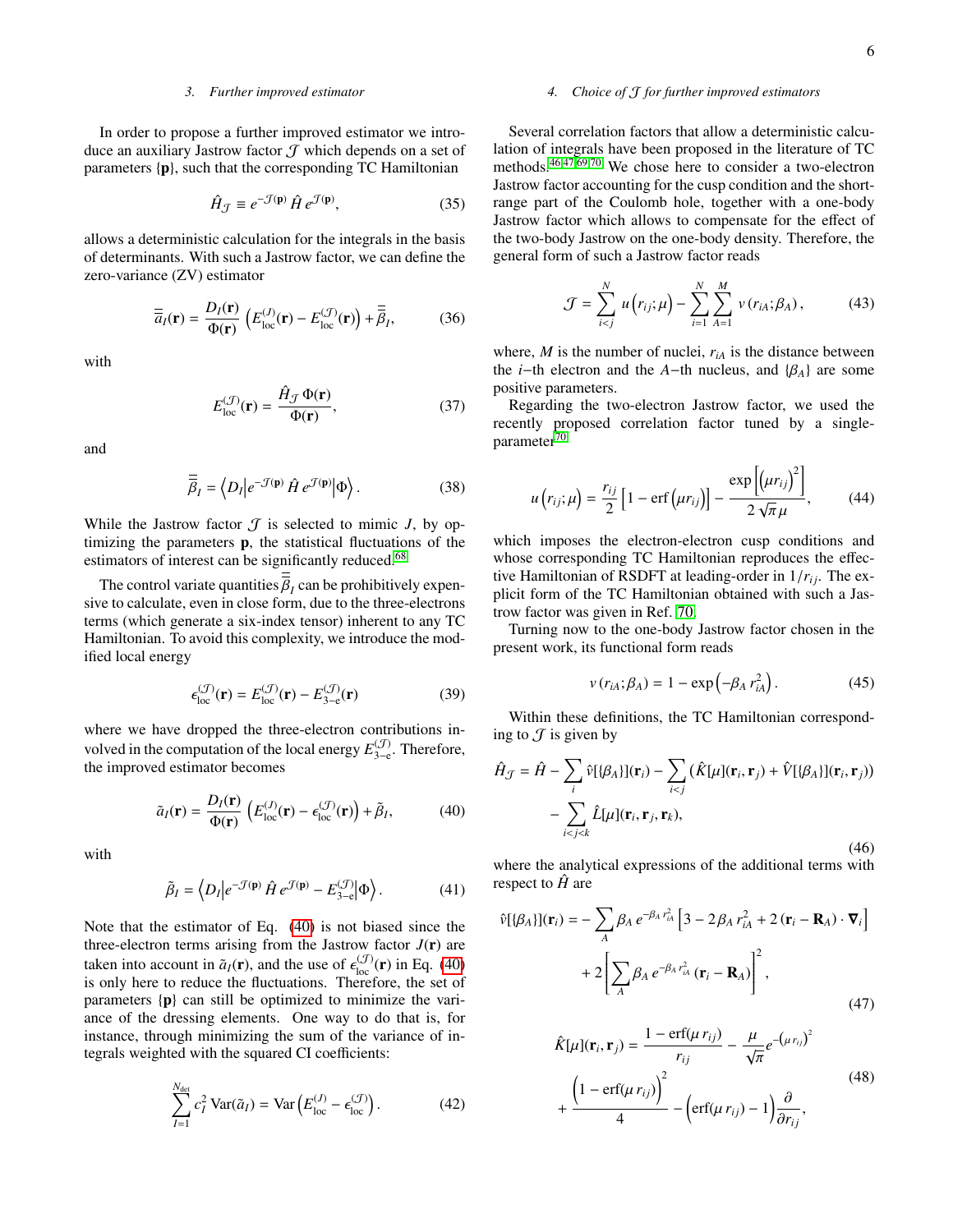### 3. Further improved estimator

In order to propose a further improved estimator we introduce an auxiliary Jastrow factor $\mathcal{J}$ which depends on a set of parameters $\{\mathbf{p}\}$, such that the corresponding TC Hamiltonian

$$\hat{H}_{\mathcal{J}} \equiv e^{-\mathcal{J}(\mathbf{p})}\,\hat{H}\,e^{\mathcal{J}(\mathbf{p})}, \tag{35}$$

allows a deterministic calculation for the integrals in the basis of determinants. With such a Jastrow factor, we can define the zero-variance (ZV) estimator

$$\overline{\overline{a}}_I(\mathbf{r}) = \frac{D_I(\mathbf{r})}{\Phi(\mathbf{r})}\left(E_{\text{loc}}^{(J)}(\mathbf{r}) - E_{\text{loc}}^{(\mathcal{J})}(\mathbf{r})\right) + \overline{\overline{\beta}}_I, \tag{36}$$

with

$$E_{\text{loc}}^{(\mathcal{J})}(\mathbf{r}) = \frac{\hat{H}_{\mathcal{J}}\,\Phi(\mathbf{r})}{\Phi(\mathbf{r})}, \tag{37}$$

and

$$\overline{\overline{\beta}}_I = \left\langle D_I \middle| e^{-\mathcal{J}(\mathbf{p})}\,\hat{H}\,e^{\mathcal{J}(\mathbf{p})} \middle| \Phi \right\rangle. \tag{38}$$

While the Jastrow factor $\mathcal{J}$ is selected to mimic $J$, by optimizing the parameters $\mathbf{p}$, the statistical fluctuations of the estimators of interest can be significantly reduced.[68]

The control variate quantities $\overline{\overline{\beta}}_I$ can be prohibitively expensive to calculate, even in close form, due to the three-electrons terms (which generate a six-index tensor) inherent to any TC Hamiltonian. To avoid this complexity, we introduce the modified local energy

$$\epsilon_{\text{loc}}^{(\mathcal{J})}(\mathbf{r}) = E_{\text{loc}}^{(\mathcal{J})}(\mathbf{r}) - E_{3-\text{e}}^{(\mathcal{J})}(\mathbf{r}) \tag{39}$$

where we have dropped the three-electron contributions involved in the computation of the local energy $E_{3-\text{e}}^{(\mathcal{J})}$. Therefore, the improved estimator becomes

$$\tilde{a}_I(\mathbf{r}) = \frac{D_I(\mathbf{r})}{\Phi(\mathbf{r})}\left(E_{\text{loc}}^{(J)}(\mathbf{r}) - \epsilon_{\text{loc}}^{(\mathcal{J})}(\mathbf{r})\right) + \tilde{\beta}_I, \tag{40}$$

with

$$\tilde{\beta}_I = \left\langle D_I \middle| e^{-\mathcal{J}(\mathbf{p})}\,\hat{H}\,e^{\mathcal{J}(\mathbf{p})} - E_{3-\text{e}}^{(\mathcal{J})} \middle| \Phi \right\rangle. \tag{41}$$

Note that the estimator of Eq. (40) is not biased since the three-electron terms arising from the Jastrow factor $J(\mathbf{r})$ are taken into account in $\tilde{a}_I(\mathbf{r})$, and the use of $\epsilon_{\text{loc}}^{(\mathcal{J})}(\mathbf{r})$ in Eq. (40) is only here to reduce the fluctuations. Therefore, the set of parameters $\{\mathbf{p}\}$ can still be optimized to minimize the variance of the dressing elements. One way to do that is, for instance, through minimizing the sum of the variance of integrals weighted with the squared CI coefficients:

$$\sum_{I=1}^{N_{\text{det}}} c_I^2\,\text{Var}(\tilde{a}_I) = \text{Var}\left(E_{\text{loc}}^{(J)} - \epsilon_{\text{loc}}^{(\mathcal{J})}\right). \tag{42}$$

### 4. Choice of $\mathcal{J}$ for further improved estimators

Several correlation factors that allow a deterministic calculation of integrals have been proposed in the literature of TC methods.[46,47,69,70] We chose here to consider a two-electron Jastrow factor accounting for the cusp condition and the short-range part of the Coulomb hole, together with a one-body Jastrow factor which allows to compensate for the effect of the two-body Jastrow on the one-body density. Therefore, the general form of such a Jastrow factor reads

$$\mathcal{J} = \sum_{i<j}^{N} u\left(r_{ij};\mu\right) - \sum_{i=1}^{N}\sum_{A=1}^{M} v\left(r_{iA};\beta_A\right), \tag{43}$$

where, $M$ is the number of nuclei, $r_{iA}$ is the distance between the $i$−th electron and the $A$−th nucleus, and $\{\beta_A\}$ are some positive parameters.

Regarding the two-electron Jastrow factor, we used the recently proposed correlation factor tuned by a single-parameter[70]

$$u\left(r_{ij};\mu\right) = \frac{r_{ij}}{2}\left[1 - \text{erf}\left(\mu r_{ij}\right)\right] - \frac{\exp\left[\left(\mu r_{ij}\right)^2\right]}{2\sqrt{\pi}\,\mu}, \tag{44}$$

which imposes the electron-electron cusp conditions and whose corresponding TC Hamiltonian reproduces the effective Hamiltonian of RSDFT at leading-order in $1/r_{ij}$. The explicit form of the TC Hamiltonian obtained with such a Jastrow factor was given in Ref. 70.

Turning now to the one-body Jastrow factor chosen in the present work, its functional form reads

$$v\left(r_{iA};\beta_A\right) = 1 - \exp\left(-\beta_A\,r_{iA}^2\right). \tag{45}$$

Within these definitions, the TC Hamiltonian corresponding to $\mathcal{J}$ is given by

$$\begin{aligned}
\hat{H}_{\mathcal{J}} = \hat{H} &- \sum_i \hat{\text{v}}[\{\beta_A\}](\mathbf{r}_i) - \sum_{i<j}\left(\hat{K}[\mu](\mathbf{r}_i,\mathbf{r}_j) + \hat{V}[\{\beta_A\}](\mathbf{r}_i,\mathbf{r}_j)\right) \\
&- \sum_{i<j<k}\hat{L}[\mu](\mathbf{r}_i,\mathbf{r}_j,\mathbf{r}_k),
\end{aligned} \tag{46}$$

where the analytical expressions of the additional terms with respect to $\hat{H}$ are

$$\begin{aligned}
\hat{\text{v}}[\{\beta_A\}](\mathbf{r}_i) = &-\sum_A \beta_A\,e^{-\beta_A r_{iA}^2}\left[3 - 2\beta_A r_{iA}^2 + 2\left(\mathbf{r}_i - \mathbf{R}_A\right)\cdot\boldsymbol{\nabla}_i\right] \\
&+ 2\left[\sum_A \beta_A\,e^{-\beta_A r_{iA}^2}\left(\mathbf{r}_i - \mathbf{R}_A\right)\right]^2,
\end{aligned} \tag{47}$$

$$\begin{aligned}
\hat{K}[\mu](\mathbf{r}_i,\mathbf{r}_j) = &\frac{1 - \text{erf}(\mu\,r_{ij})}{r_{ij}} - \frac{\mu}{\sqrt{\pi}}e^{-\left(\mu\,r_{ij}\right)^2} \\
&+ \frac{\left(1 - \text{erf}(\mu\,r_{ij})\right)^2}{4} - \left(\text{erf}(\mu\,r_{ij}) - 1\right)\frac{\partial}{\partial r_{ij}},
\end{aligned} \tag{48}$$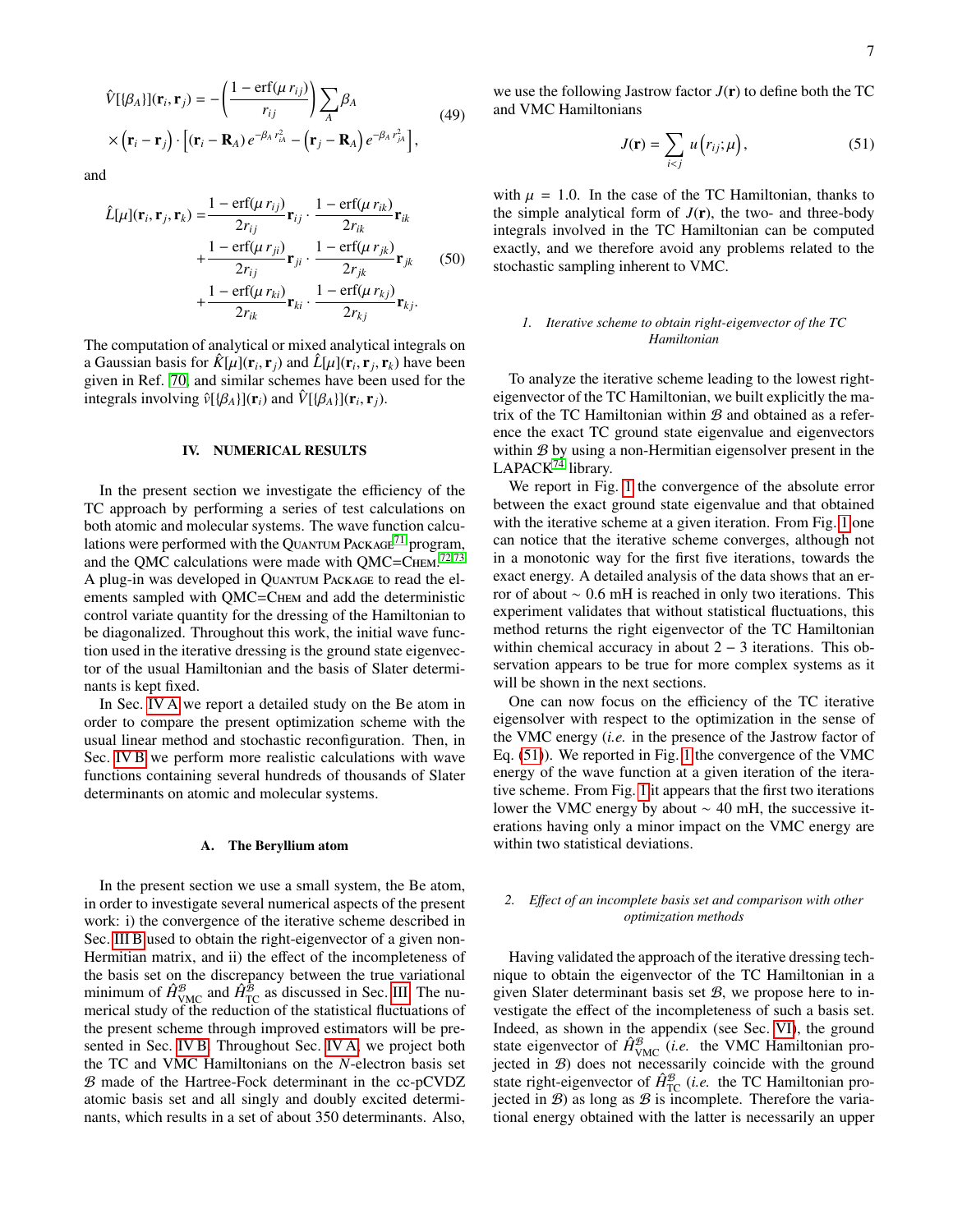$$
\hat{V}[\{\beta_A\}](\mathbf{r}_i, \mathbf{r}_j) = -\left(\frac{1-\text{erf}(\mu\, r_{ij})}{r_{ij}}\right) \sum_A \beta_A \times \left(\mathbf{r}_i - \mathbf{r}_j\right) \cdot \left[ (\mathbf{r}_i - \mathbf{R}_A)\, e^{-\beta_A r_{iA}^2} - \left(\mathbf{r}_j - \mathbf{R}_A\right) e^{-\beta_A r_{jA}^2} \right], \tag{49}
$$

and

$$
\begin{aligned}
\hat{L}[\mu](\mathbf{r}_i, \mathbf{r}_j, \mathbf{r}_k) =& \frac{1-\text{erf}(\mu\, r_{ij})}{2 r_{ij}} \mathbf{r}_{ij} \cdot \frac{1-\text{erf}(\mu\, r_{ik})}{2 r_{ik}} \mathbf{r}_{ik} \\
&+ \frac{1-\text{erf}(\mu\, r_{ji})}{2 r_{ij}} \mathbf{r}_{ji} \cdot \frac{1-\text{erf}(\mu\, r_{jk})}{2 r_{jk}} \mathbf{r}_{jk} \\
&+ \frac{1-\text{erf}(\mu\, r_{ki})}{2 r_{ik}} \mathbf{r}_{ki} \cdot \frac{1-\text{erf}(\mu\, r_{kj})}{2 r_{kj}} \mathbf{r}_{kj}.
\end{aligned} \tag{50}
$$

The computation of analytical or mixed analytical integrals on a Gaussian basis for $\hat{K}[\mu](\mathbf{r}_i, \mathbf{r}_j)$ and $\hat{L}[\mu](\mathbf{r}_i, \mathbf{r}_j, \mathbf{r}_k)$ have been given in Ref. 70, and similar schemes have been used for the integrals involving $\hat{v}[\{\beta_A\}](\mathbf{r}_i)$ and $\hat{V}[\{\beta_A\}](\mathbf{r}_i, \mathbf{r}_j)$.

## IV. NUMERICAL RESULTS

In the present section we investigate the efficiency of the TC approach by performing a series of test calculations on both atomic and molecular systems. The wave function calculations were performed with the Quantum Package[71] program, and the QMC calculations were made with QMC=Chem.[72,73] A plug-in was developed in Quantum Package to read the elements sampled with QMC=Chem and add the deterministic control variate quantity for the dressing of the Hamiltonian to be diagonalized. Throughout this work, the initial wave function used in the iterative dressing is the ground state eigenvector of the usual Hamiltonian and the basis of Slater determinants is kept fixed.

In Sec. IV A we report a detailed study on the Be atom in order to compare the present optimization scheme with the usual linear method and stochastic reconfiguration. Then, in Sec. IV B we perform more realistic calculations with wave functions containing several hundreds of thousands of Slater determinants on atomic and molecular systems.

### A. The Beryllium atom

In the present section we use a small system, the Be atom, in order to investigate several numerical aspects of the present work: i) the convergence of the iterative scheme described in Sec. III B used to obtain the right-eigenvector of a given non-Hermitian matrix, and ii) the effect of the incompleteness of the basis set on the discrepancy between the true variational minimum of $\hat{H}^{\mathcal{B}}_{\text{VMC}}$ and $\hat{H}^{\mathcal{B}}_{\text{TC}}$ as discussed in Sec. III. The numerical study of the reduction of the statistical fluctuations of the present scheme through improved estimators will be presented in Sec. IV B. Throughout Sec. IV A, we project both the TC and VMC Hamiltonians on the $N$-electron basis set $\mathcal{B}$ made of the Hartree-Fock determinant in the cc-pCVDZ atomic basis set and all singly and doubly excited determinants, which results in a set of about 350 determinants. Also, we use the following Jastrow factor $J(\mathbf{r})$ to define both the TC and VMC Hamiltonians

$$
J(\mathbf{r}) = \sum_{i<j} u\left(r_{ij}; \mu\right), \tag{51}
$$

with $\mu = 1.0$. In the case of the TC Hamiltonian, thanks to the simple analytical form of $J(\mathbf{r})$, the two- and three-body integrals involved in the TC Hamiltonian can be computed exactly, and we therefore avoid any problems related to the stochastic sampling inherent to VMC.

#### 1. Iterative scheme to obtain right-eigenvector of the TC Hamiltonian

To analyze the iterative scheme leading to the lowest right-eigenvector of the TC Hamiltonian, we built explicitly the matrix of the TC Hamiltonian within $\mathcal{B}$ and obtained as a reference the exact TC ground state eigenvalue and eigenvectors within $\mathcal{B}$ by using a non-Hermitian eigensolver present in the LAPACK[74] library.

We report in Fig. 1 the convergence of the absolute error between the exact ground state eigenvalue and that obtained with the iterative scheme at a given iteration. From Fig. 1 one can notice that the iterative scheme converges, although not in a monotonic way for the first five iterations, towards the exact energy. A detailed analysis of the data shows that an error of about $\sim 0.6$ mH is reached in only two iterations. This experiment validates that without statistical fluctuations, this method returns the right eigenvector of the TC Hamiltonian within chemical accuracy in about $2-3$ iterations. This observation appears to be true for more complex systems as it will be shown in the next sections.

One can now focus on the efficiency of the TC iterative eigensolver with respect to the optimization in the sense of the VMC energy (*i.e.* in the presence of the Jastrow factor of Eq. (51)). We reported in Fig. 1 the convergence of the VMC energy of the wave function at a given iteration of the iterative scheme. From Fig. 1 it appears that the first two iterations lower the VMC energy by about $\sim 40$ mH, the successive iterations having only a minor impact on the VMC energy are within two statistical deviations.

#### 2. Effect of an incomplete basis set and comparison with other optimization methods

Having validated the approach of the iterative dressing technique to obtain the eigenvector of the TC Hamiltonian in a given Slater determinant basis set $\mathcal{B}$, we propose here to investigate the effect of the incompleteness of such a basis set. Indeed, as shown in the appendix (see Sec. VI), the ground state eigenvector of $\hat{H}^{\mathcal{B}}_{\text{VMC}}$ (*i.e.* the VMC Hamiltonian projected in $\mathcal{B}$) does not necessarily coincide with the ground state right-eigenvector of $\hat{H}^{\mathcal{B}}_{\text{TC}}$ (*i.e.* the TC Hamiltonian projected in $\mathcal{B}$) as long as $\mathcal{B}$ is incomplete. Therefore the variational energy obtained with the latter is necessarily an upper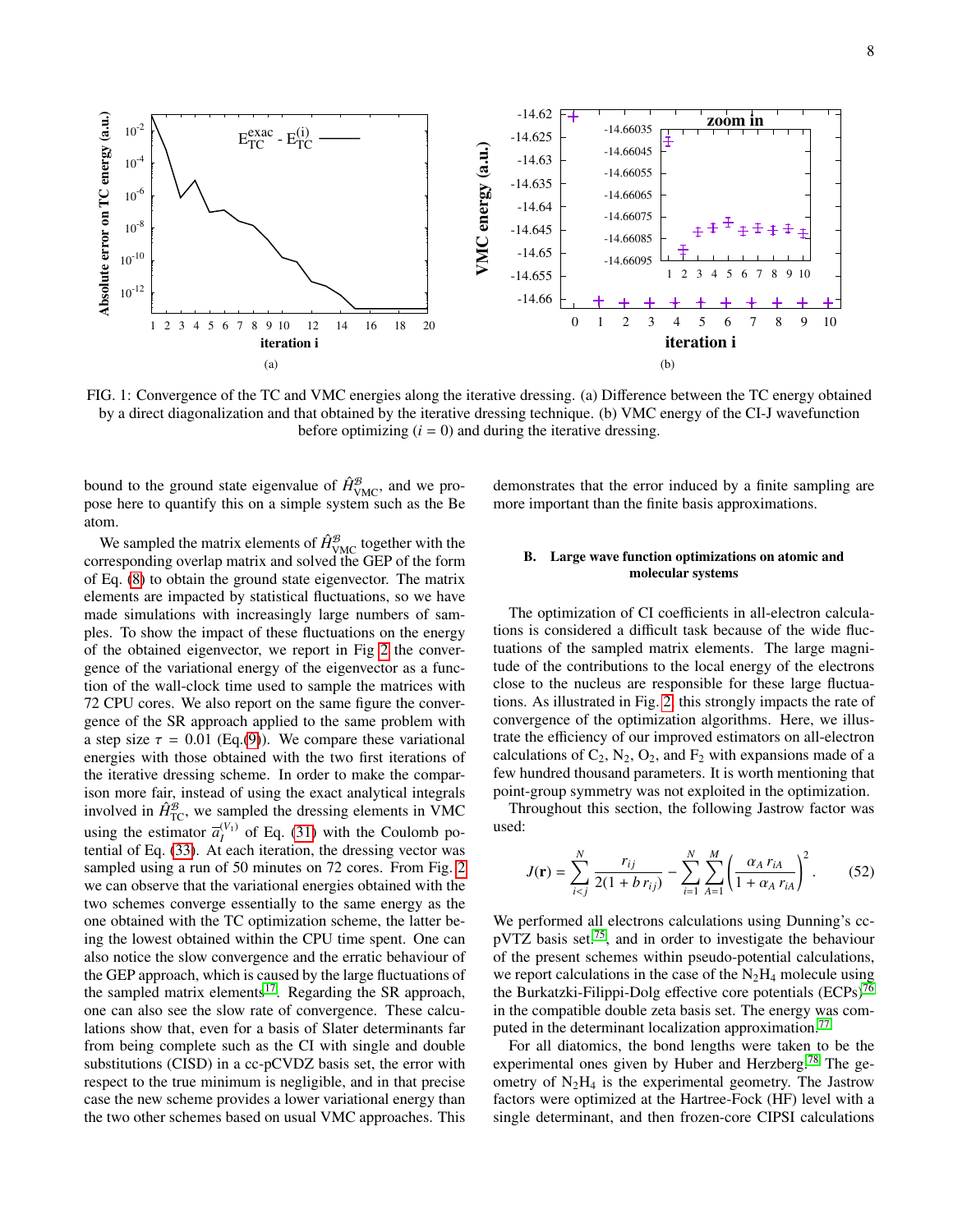FIG. 1: Convergence of the TC and VMC energies along the iterative dressing. (a) Difference between the TC energy obtained by a direct diagonalization and that obtained by the iterative dressing technique. (b) VMC energy of the CI-J wavefunction before optimizing ($i = 0$) and during the iterative dressing.

bound to the ground state eigenvalue of $\hat{H}^{\mathcal{B}}_{\text{VMC}}$, and we propose here to quantify this on a simple system such as the Be atom.

We sampled the matrix elements of $\hat{H}^{\mathcal{B}}_{\text{VMC}}$ together with the corresponding overlap matrix and solved the GEP of the form of Eq. (8) to obtain the ground state eigenvector. The matrix elements are impacted by statistical fluctuations, so we have made simulations with increasingly large numbers of samples. To show the impact of these fluctuations on the energy of the obtained eigenvector, we report in Fig 2 the convergence of the variational energy of the eigenvector as a function of the wall-clock time used to sample the matrices with 72 CPU cores. We also report on the same figure the convergence of the SR approach applied to the same problem with a step size $\tau = 0.01$ (Eq.(9)). We compare these variational energies with those obtained with the two first iterations of the iterative dressing scheme. In order to make the comparison more fair, instead of using the exact analytical integrals involved in $\hat{H}^{\mathcal{B}}_{\text{TC}}$, we sampled the dressing elements in VMC using the estimator $\vec{a}^{(V_1)}_I$ of Eq. (31) with the Coulomb potential of Eq. (33). At each iteration, the dressing vector was sampled using a run of 50 minutes on 72 cores. From Fig. 2 we can observe that the variational energies obtained with the two schemes converge essentially to the same energy as the one obtained with the TC optimization scheme, the latter being the lowest obtained within the CPU time spent. One can also notice the slow convergence and the erratic behaviour of the GEP approach, which is caused by the large fluctuations of the sampled matrix elements[17]. Regarding the SR approach, one can also see the slow rate of convergence. These calculations show that, even for a basis of Slater determinants far from being complete such as the CI with single and double substitutions (CISD) in a cc-pCVDZ basis set, the error with respect to the true minimum is negligible, and in that precise case the new scheme provides a lower variational energy than the two other schemes based on usual VMC approaches. This demonstrates that the error induced by a finite sampling are more important than the finite basis approximations.

### B. Large wave function optimizations on atomic and molecular systems

The optimization of CI coefficients in all-electron calculations is considered a difficult task because of the wide fluctuations of the sampled matrix elements. The large magnitude of the contributions to the local energy of the electrons close to the nucleus are responsible for these large fluctuations. As illustrated in Fig. 2, this strongly impacts the rate of convergence of the optimization algorithms. Here, we illustrate the efficiency of our improved estimators on all-electron calculations of $C_2$, $N_2$, $O_2$, and $F_2$ with expansions made of a few hundred thousand parameters. It is worth mentioning that point-group symmetry was not exploited in the optimization.

Throughout this section, the following Jastrow factor was used:

$$J(\mathbf{r}) = \sum_{i<j}^{N} \frac{r_{ij}}{2(1 + b\, r_{ij})} - \sum_{i=1}^{N}\sum_{A=1}^{M} \left( \frac{\alpha_A\, r_{iA}}{1 + \alpha_A\, r_{iA}} \right)^2 . \qquad (52)$$

We performed all electrons calculations using Dunning's cc-pVTZ basis set,[75] and in order to investigate the behaviour of the present schemes within pseudo-potential calculations, we report calculations in the case of the $N_2H_4$ molecule using the Burkatzki-Filippi-Dolg effective core potentials (ECPs)[76] in the compatible double zeta basis set. The energy was computed in the determinant localization approximation.[77]

For all diatomics, the bond lengths were taken to be the experimental ones given by Huber and Herzberg.[78] The geometry of $N_2H_4$ is the experimental geometry. The Jastrow factors were optimized at the Hartree-Fock (HF) level with a single determinant, and then frozen-core CIPSI calculations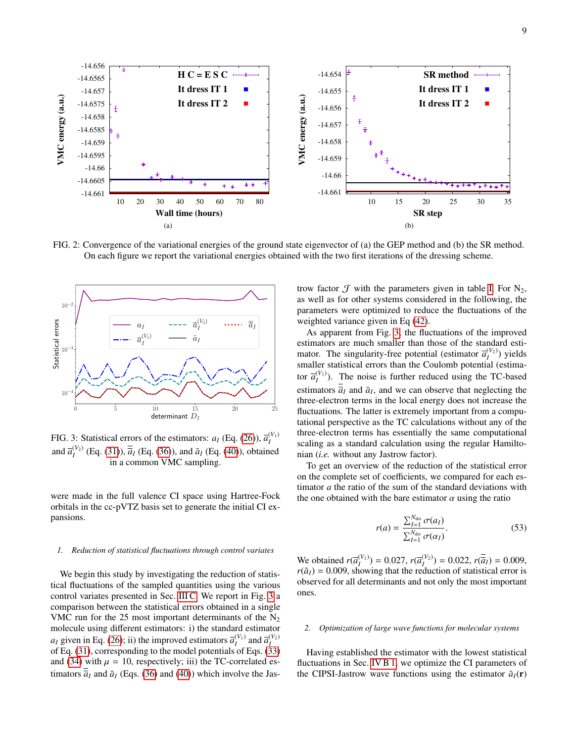FIG. 2: Convergence of the variational energies of the ground state eigenvector of (a) the GEP method and (b) the SR method. On each figure we report the variational energies obtained with the two first iterations of the dressing scheme.

FIG. 3: Statistical errors of the estimators: $a_I$ (Eq. (26)), $\overline{a}_I^{(V_1)}$ and $\overline{a}_I^{(V_2)}$ (Eq. (31)), $\overline{\overline{a}}_I$ (Eq. (36)), and $\tilde{a}_I$ (Eq. (40)), obtained in a common VMC sampling.

were made in the full valence CI space using Hartree-Fock orbitals in the cc-pVTZ basis set to generate the initial CI expansions.

### 1. Reduction of statistical fluctuations through control variates

We begin this study by investigating the reduction of statistical fluctuations of the sampled quantities using the various control variates presented in Sec. III C. We report in Fig. 3 a comparison between the statistical errors obtained in a single VMC run for the 25 most important determinants of the $N_2$ molecule using different estimators: i) the standard estimator $a_I$ given in Eq. (26); ii) the improved estimators $\overline{a}_I^{(V_1)}$ and $\overline{a}_I^{(V_2)}$ of Eq. (31), corresponding to the model potentials of Eqs. (33) and (34) with $\mu = 10$, respectively; iii) the TC-correlated estimators $\overline{\overline{a}}_I$ and $\tilde{a}_I$ (Eqs. (36) and (40)) which involve the Jastrow factor $\mathcal{J}$ with the parameters given in table I. For $N_2$, as well as for other systems considered in the following, the parameters were optimized to reduce the fluctuations of the weighted variance given in Eq (42).

As apparent from Fig. 3, the fluctuations of the improved estimators are much smaller than those of the standard estimator. The singularity-free potential (estimator $\overline{a}_I^{(V_2)}$) yields smaller statistical errors than the Coulomb potential (estimator $\overline{a}_I^{(V_1)}$). The noise is further reduced using the TC-based estimators $\overline{\overline{a}}_I$ and $\tilde{a}_I$, and we can observe that neglecting the three-electron terms in the local energy does not increase the fluctuations. The latter is extremely important from a computational perspective as the TC calculations without any of the three-electron terms has essentially the same computational scaling as a standard calculation using the regular Hamiltonian (*i.e.* without any Jastrow factor).

To get an overview of the reduction of the statistical error on the complete set of coefficients, we compared for each estimator $a$ the ratio of the sum of the standard deviations with the one obtained with the bare estimator $\alpha$ using the ratio

$$r(a) = \frac{\sum_{I=1}^{N_{\rm det}} \sigma(a_I)}{\sum_{I=1}^{N_{\rm det}} \sigma(\alpha_I)}. \tag{53}$$

We obtained $r(\overline{a}_I^{(V_1)}) = 0.027$, $r(\overline{a}_I^{(V_2)}) = 0.022$, $r(\overline{\overline{a}}_I) = 0.009$, $r(\tilde{a}_I) = 0.009$, showing that the reduction of statistical error is observed for all determinants and not only the most important ones.

### 2. Optimization of large wave functions for molecular systems

Having established the estimator with the lowest statistical fluctuations in Sec. IV B 1, we optimize the CI parameters of the CIPSI-Jastrow wave functions using the estimator $\tilde{a}_I(\mathbf{r})$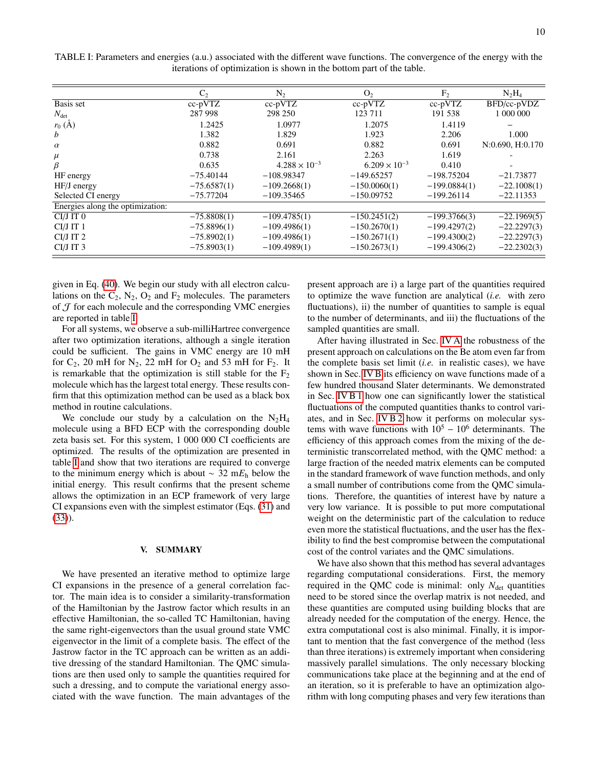TABLE I: Parameters and energies (a.u.) associated with the different wave functions. The convergence of the energy with the iterations of optimization is shown in the bottom part of the table.

| | $C_2$ | $N_2$ | $O_2$ | $F_2$ | $N_2H_4$ |
|---|---|---|---|---|---|
| Basis set | cc-pVTZ | cc-pVTZ | cc-pVTZ | cc-pVTZ | BFD/cc-pVDZ |
| $N_{\text{det}}$ | 287 998 | 298 250 | 123 711 | 191 538 | 1 000 000 |
| $r_0$ (Å) | 1.2425 | 1.0977 | 1.2075 | 1.4119 | – |
| $b$ | 1.382 | 1.829 | 1.923 | 2.206 | 1.000 |
| $\alpha$ | 0.882 | 0.691 | 0.882 | 0.691 | N:0.690, H:0.170 |
| $\mu$ | 0.738 | 2.161 | 2.263 | 1.619 | - |
| $\beta$ | 0.635 | $4.288 \times 10^{-3}$ | $6.209 \times 10^{-3}$ | 0.410 | - |
| HF energy | −75.40144 | −108.98347 | −149.65257 | −198.75204 | −21.73877 |
| HF/J energy | −75.6587(1) | −109.2668(1) | −150.0060(1) | −199.0884(1) | −22.1008(1) |
| Selected CI energy | −75.77204 | −109.35465 | −150.09752 | −199.26114 | −22.11353 |
| Energies along the optimization: | | | | | |
| CI/J IT 0 | −75.8808(1) | −109.4785(1) | −150.2451(2) | −199.3766(3) | −22.1969(5) |
| CI/J IT 1 | −75.8896(1) | −109.4986(1) | −150.2670(1) | −199.4297(2) | −22.2297(3) |
| CI/J IT 2 | −75.8902(1) | −109.4986(1) | −150.2671(1) | −199.4300(2) | −22.2297(3) |
| CI/J IT 3 | −75.8903(1) | −109.4989(1) | −150.2673(1) | −199.4306(2) | −22.2302(3) |

given in Eq. (40). We begin our study with all electron calculations on the $C_2$, $N_2$, $O_2$ and $F_2$ molecules. The parameters of $\mathcal{J}$ for each molecule and the corresponding VMC energies are reported in table I.

For all systems, we observe a sub-milliHartree convergence after two optimization iterations, although a single iteration could be sufficient. The gains in VMC energy are 10 mH for $C_2$, 20 mH for $N_2$, 22 mH for $O_2$ and 53 mH for $F_2$. It is remarkable that the optimization is still stable for the $F_2$ molecule which has the largest total energy. These results confirm that this optimization method can be used as a black box method in routine calculations.

We conclude our study by a calculation on the $N_2H_4$ molecule using a BFD ECP with the corresponding double zeta basis set. For this system, 1 000 000 CI coefficients are optimized. The results of the optimization are presented in table I and show that two iterations are required to converge to the minimum energy which is about $\sim 32$ m$E_\text{h}$ below the initial energy. This result confirms that the present scheme allows the optimization in an ECP framework of very large CI expansions even with the simplest estimator (Eqs. (31) and (33)).

## V. SUMMARY

We have presented an iterative method to optimize large CI expansions in the presence of a general correlation factor. The main idea is to consider a similarity-transformation of the Hamiltonian by the Jastrow factor which results in an effective Hamiltonian, the so-called TC Hamiltonian, having the same right-eigenvectors than the usual ground state VMC eigenvector in the limit of a complete basis. The effect of the Jastrow factor in the TC approach can be written as an additive dressing of the standard Hamiltonian. The QMC simulations are then used only to sample the quantities required for such a dressing, and to compute the variational energy associated with the wave function. The main advantages of the present approach are i) a large part of the quantities required to optimize the wave function are analytical (*i.e.* with zero fluctuations), ii) the number of quantities to sample is equal to the number of determinants, and iii) the fluctuations of the sampled quantities are small.

After having illustrated in Sec. IV A the robustness of the present approach on calculations on the Be atom even far from the complete basis set limit (*i.e.* in realistic cases), we have shown in Sec. IV B its efficiency on wave functions made of a few hundred thousand Slater determinants. We demonstrated in Sec. IV B 1 how one can significantly lower the statistical fluctuations of the computed quantities thanks to control variates, and in Sec. IV B 2 how it performs on molecular systems with wave functions with $10^5 - 10^6$ determinants. The efficiency of this approach comes from the mixing of the deterministic transcorrelated method, with the QMC method: a large fraction of the needed matrix elements can be computed in the standard framework of wave function methods, and only a small number of contributions come from the QMC simulations. Therefore, the quantities of interest have by nature a very low variance. It is possible to put more computational weight on the deterministic part of the calculation to reduce even more the statistical fluctuations, and the user has the flexibility to find the best compromise between the computational cost of the control variates and the QMC simulations.

We have also shown that this method has several advantages regarding computational considerations. First, the memory required in the QMC code is minimal: only $N_{\text{det}}$ quantities need to be stored since the overlap matrix is not needed, and these quantities are computed using building blocks that are already needed for the computation of the energy. Hence, the extra computational cost is also minimal. Finally, it is important to mention that the fast convergence of the method (less than three iterations) is extremely important when considering massively parallel simulations. The only necessary blocking communications take place at the beginning and at the end of an iteration, so it is preferable to have an optimization algorithm with long computing phases and very few iterations than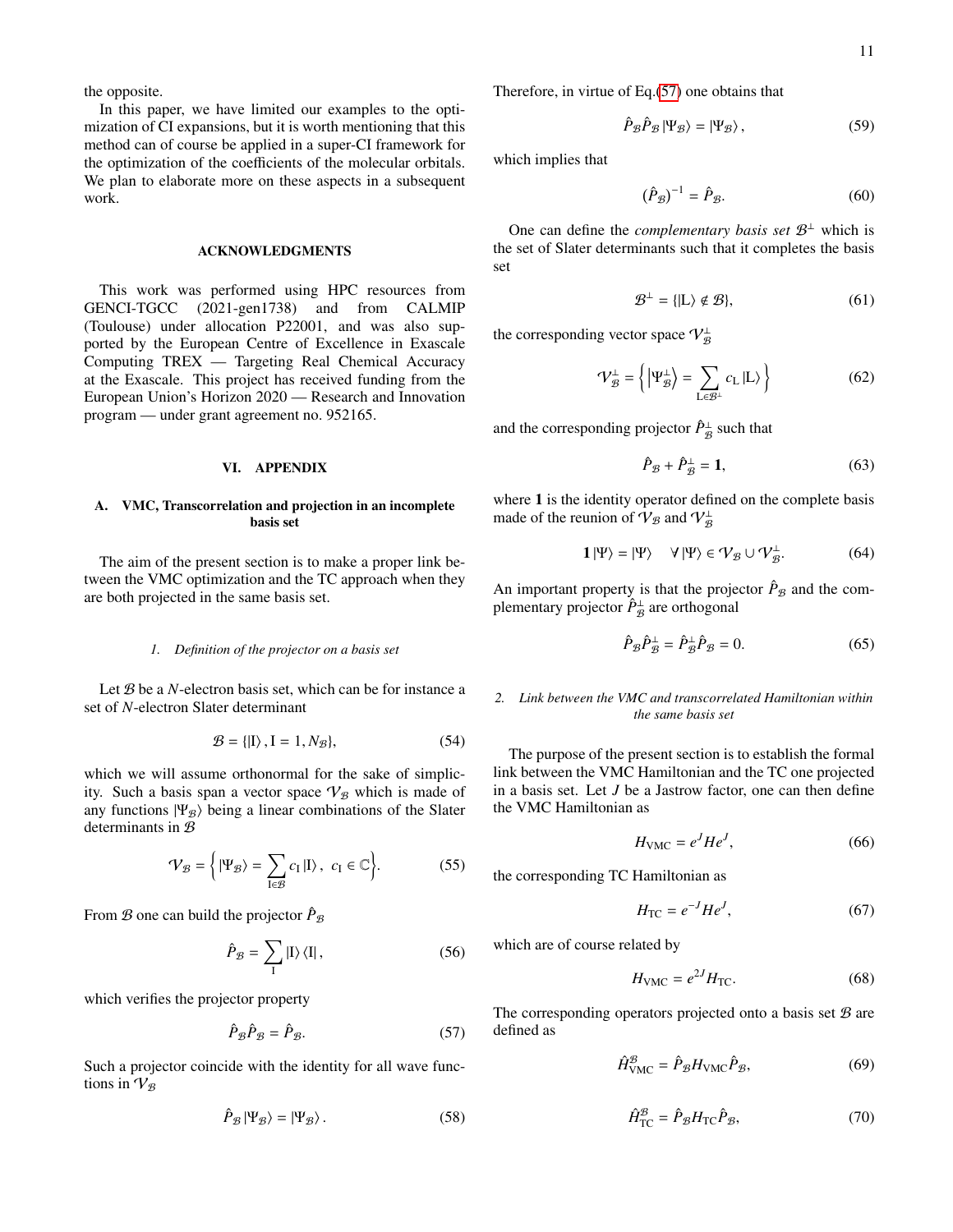the opposite.

In this paper, we have limited our examples to the optimization of CI expansions, but it is worth mentioning that this method can of course be applied in a super-CI framework for the optimization of the coefficients of the molecular orbitals. We plan to elaborate more on these aspects in a subsequent work.

## ACKNOWLEDGMENTS

This work was performed using HPC resources from GENCI-TGCC (2021-gen1738) and from CALMIP (Toulouse) under allocation P22001, and was also supported by the European Centre of Excellence in Exascale Computing TREX — Targeting Real Chemical Accuracy at the Exascale. This project has received funding from the European Union's Horizon 2020 — Research and Innovation program — under grant agreement no. 952165.

## VI. APPENDIX

### A. VMC, Transcorrelation and projection in an incomplete basis set

The aim of the present section is to make a proper link between the VMC optimization and the TC approach when they are both projected in the same basis set.

#### 1. Definition of the projector on a basis set

Let $\mathcal{B}$ be a $N$-electron basis set, which can be for instance a set of $N$-electron Slater determinant

$$\mathcal{B} = \{|\mathrm{I}\rangle, \mathrm{I} = 1, N_{\mathcal{B}}\}, \tag{54}$$

which we will assume orthonormal for the sake of simplicity. Such a basis span a vector space $\mathcal{V}_{\mathcal{B}}$ which is made of any functions $|\Psi_{\mathcal{B}}\rangle$ being a linear combinations of the Slater determinants in $\mathcal{B}$

$$\mathcal{V}_{\mathcal{B}} = \Big\{ |\Psi_{\mathcal{B}}\rangle = \sum_{\mathrm{I}\in\mathcal{B}} c_{\mathrm{I}} |\mathrm{I}\rangle,\ c_{\mathrm{I}} \in \mathbb{C} \Big\}. \tag{55}$$

From $\mathcal{B}$ one can build the projector $\hat{P}_{\mathcal{B}}$

$$\hat{P}_{\mathcal{B}} = \sum_{\mathrm{I}} |\mathrm{I}\rangle \langle \mathrm{I}|, \tag{56}$$

which verifies the projector property

$$\hat{P}_{\mathcal{B}} \hat{P}_{\mathcal{B}} = \hat{P}_{\mathcal{B}}. \tag{57}$$

Such a projector coincide with the identity for all wave functions in $\mathcal{V}_{\mathcal{B}}$

$$\hat{P}_{\mathcal{B}} |\Psi_{\mathcal{B}}\rangle = |\Psi_{\mathcal{B}}\rangle. \tag{58}$$

Therefore, in virtue of Eq.(57) one obtains that

$$\hat{P}_{\mathcal{B}} \hat{P}_{\mathcal{B}} |\Psi_{\mathcal{B}}\rangle = |\Psi_{\mathcal{B}}\rangle, \tag{59}$$

which implies that

$$(\hat{P}_{\mathcal{B}})^{-1} = \hat{P}_{\mathcal{B}}. \tag{60}$$

One can define the *complementary basis set* $\mathcal{B}^{\perp}$ which is the set of Slater determinants such that it completes the basis set

$$\mathcal{B}^{\perp} = \{|\mathrm{L}\rangle \notin \mathcal{B}\}, \tag{61}$$

the corresponding vector space $\mathcal{V}_{\mathcal{B}}^{\perp}$

$$\mathcal{V}_{\mathcal{B}}^{\perp} = \Big\{ \left|\Psi_{\mathcal{B}}^{\perp}\right\rangle = \sum_{\mathrm{L}\in\mathcal{B}^{\perp}} c_{\mathrm{L}} |\mathrm{L}\rangle \Big\} \tag{62}$$

and the corresponding projector $\hat{P}_{\mathcal{B}}^{\perp}$ such that

$$\hat{P}_{\mathcal{B}} + \hat{P}_{\mathcal{B}}^{\perp} = \mathbf{1}, \tag{63}$$

where $\mathbf{1}$ is the identity operator defined on the complete basis made of the reunion of $\mathcal{V}_{\mathcal{B}}$ and $\mathcal{V}_{\mathcal{B}}^{\perp}$

$$\mathbf{1}|\Psi\rangle = |\Psi\rangle \quad \forall\, |\Psi\rangle \in \mathcal{V}_{\mathcal{B}} \cup \mathcal{V}_{\mathcal{B}}^{\perp}. \tag{64}$$

An important property is that the projector $\hat{P}_{\mathcal{B}}$ and the complementary projector $\hat{P}_{\mathcal{B}}^{\perp}$ are orthogonal

$$\hat{P}_{\mathcal{B}} \hat{P}_{\mathcal{B}}^{\perp} = \hat{P}_{\mathcal{B}}^{\perp} \hat{P}_{\mathcal{B}} = 0. \tag{65}$$

#### 2. Link between the VMC and transcorrelated Hamiltonian within the same basis set

The purpose of the present section is to establish the formal link between the VMC Hamiltonian and the TC one projected in a basis set. Let $J$ be a Jastrow factor, one can then define the VMC Hamiltonian as

$$H_{\mathrm{VMC}} = e^{J} H e^{J}, \tag{66}$$

the corresponding TC Hamiltonian as

$$H_{\mathrm{TC}} = e^{-J} H e^{J}, \tag{67}$$

which are of course related by

$$H_{\mathrm{VMC}} = e^{2J} H_{\mathrm{TC}}. \tag{68}$$

The corresponding operators projected onto a basis set $\mathcal{B}$ are defined as

$$\hat{H}_{\mathrm{VMC}}^{\mathcal{B}} = \hat{P}_{\mathcal{B}} H_{\mathrm{VMC}} \hat{P}_{\mathcal{B}}, \tag{69}$$

$$\hat{H}_{\mathrm{TC}}^{\mathcal{B}} = \hat{P}_{\mathcal{B}} H_{\mathrm{TC}} \hat{P}_{\mathcal{B}}, \tag{70}$$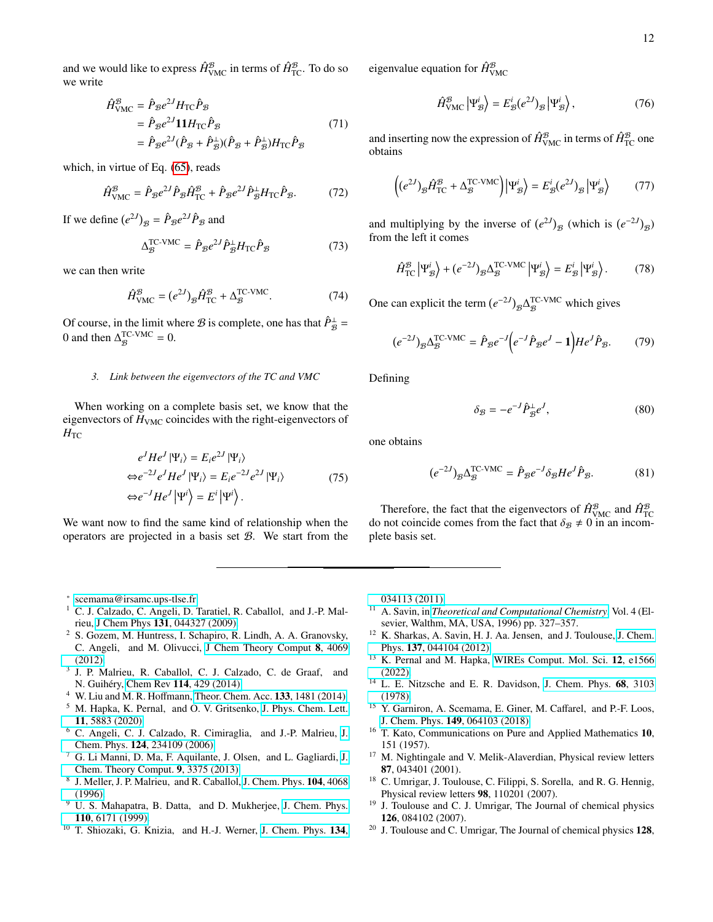and we would like to express $\hat{H}^{\mathcal{B}}_{\text{VMC}}$ in terms of $\hat{H}^{\mathcal{B}}_{\text{TC}}$. To do so we write

$$
\begin{aligned}
\hat{H}^{\mathcal{B}}_{\text{VMC}} &= \hat{P}_{\mathcal{B}} e^{2J} H_{\text{TC}} \hat{P}_{\mathcal{B}} \\
&= \hat{P}_{\mathcal{B}} e^{2J} \mathbb{1}\mathbb{1} H_{\text{TC}} \hat{P}_{\mathcal{B}} \\
&= \hat{P}_{\mathcal{B}} e^{2J} (\hat{P}_{\mathcal{B}} + \hat{P}^{\perp}_{\mathcal{B}})(\hat{P}_{\mathcal{B}} + \hat{P}^{\perp}_{\mathcal{B}}) H_{\text{TC}} \hat{P}_{\mathcal{B}}
\end{aligned}
\tag{71}
$$

which, in virtue of Eq. (65), reads

$$
\hat{H}^{\mathcal{B}}_{\text{VMC}} = \hat{P}_{\mathcal{B}} e^{2J} \hat{P}_{\mathcal{B}} \hat{H}^{\mathcal{B}}_{\text{TC}} + \hat{P}_{\mathcal{B}} e^{2J} \hat{P}^{\perp}_{\mathcal{B}} H_{\text{TC}} \hat{P}_{\mathcal{B}}. \tag{72}
$$

If we define $(e^{2J})_{\mathcal{B}} = \hat{P}_{\mathcal{B}} e^{2J} \hat{P}_{\mathcal{B}}$ and

$$
\Delta^{\text{TC-VMC}}_{\mathcal{B}} = \hat{P}_{\mathcal{B}} e^{2J} \hat{P}^{\perp}_{\mathcal{B}} H_{\text{TC}} \hat{P}_{\mathcal{B}} \tag{73}
$$

we can then write

$$
\hat{H}^{\mathcal{B}}_{\text{VMC}} = (e^{2J})_{\mathcal{B}} \hat{H}^{\mathcal{B}}_{\text{TC}} + \Delta^{\text{TC-VMC}}_{\mathcal{B}}. \tag{74}
$$

Of course, in the limit where $\mathcal{B}$ is complete, one has that $\hat{P}^{\perp}_{\mathcal{B}} = 0$ and then $\Delta^{\text{TC-VMC}}_{\mathcal{B}} = 0$.

### 3. Link between the eigenvectors of the TC and VMC

When working on a complete basis set, we know that the eigenvectors of $H_{\text{VMC}}$ coincides with the right-eigenvectors of $H_{\text{TC}}$

$$
\begin{aligned}
& e^{J} H e^{J} \left|\Psi_i\right\rangle = E_i e^{2J} \left|\Psi_i\right\rangle \\
\Leftrightarrow & e^{-2J} e^{J} H e^{J} \left|\Psi_i\right\rangle = E_i e^{-2J} e^{2J} \left|\Psi_i\right\rangle \\
\Leftrightarrow & e^{-J} H e^{J} \left|\Psi^i\right\rangle = E^i \left|\Psi^i\right\rangle .
\end{aligned}
\tag{75}
$$

We want now to find the same kind of relationship when the operators are projected in a basis set $\mathcal{B}$. We start from the eigenvalue equation for $\hat{H}^{\mathcal{B}}_{\text{VMC}}$

$$
\hat{H}^{\mathcal{B}}_{\text{VMC}} \left|\Psi^i_{\mathcal{B}}\right\rangle = E^i_{\mathcal{B}} (e^{2J})_{\mathcal{B}} \left|\Psi^i_{\mathcal{B}}\right\rangle , \tag{76}
$$

and inserting now the expression of $\hat{H}^{\mathcal{B}}_{\text{VMC}}$ in terms of $\hat{H}^{\mathcal{B}}_{\text{TC}}$ one obtains

$$
\left( (e^{2J})_{\mathcal{B}} \hat{H}^{\mathcal{B}}_{\text{TC}} + \Delta^{\text{TC-VMC}}_{\mathcal{B}} \right) \left|\Psi^i_{\mathcal{B}}\right\rangle = E^i_{\mathcal{B}} (e^{2J})_{\mathcal{B}} \left|\Psi^i_{\mathcal{B}}\right\rangle \tag{77}
$$

and multiplying by the inverse of $(e^{2J})_{\mathcal{B}}$ (which is $(e^{-2J})_{\mathcal{B}}$) from the left it comes

$$
\hat{H}^{\mathcal{B}}_{\text{TC}} \left|\Psi^i_{\mathcal{B}}\right\rangle + (e^{-2J})_{\mathcal{B}} \Delta^{\text{TC-VMC}}_{\mathcal{B}} \left|\Psi^i_{\mathcal{B}}\right\rangle = E^i_{\mathcal{B}} \left|\Psi^i_{\mathcal{B}}\right\rangle . \tag{78}
$$

One can explicit the term $(e^{-2J})_{\mathcal{B}} \Delta^{\text{TC-VMC}}_{\mathcal{B}}$ which gives

$$
(e^{-2J})_{\mathcal{B}} \Delta^{\text{TC-VMC}}_{\mathcal{B}} = \hat{P}_{\mathcal{B}} e^{-J} \left( e^{-J} \hat{P}_{\mathcal{B}} e^{J} - \mathbb{1} \right) H e^{J} \hat{P}_{\mathcal{B}}. \tag{79}
$$

Defining

$$
\delta_{\mathcal{B}} = -e^{-J} \hat{P}^{\perp}_{\mathcal{B}} e^{J}, \tag{80}
$$

one obtains

$$
(e^{-2J})_{\mathcal{B}} \Delta^{\text{TC-VMC}}_{\mathcal{B}} = \hat{P}_{\mathcal{B}} e^{-J} \delta_{\mathcal{B}} H e^{J} \hat{P}_{\mathcal{B}}. \tag{81}
$$

Therefore, the fact that the eigenvectors of $\hat{H}^{\mathcal{B}}_{\text{VMC}}$ and $\hat{H}^{\mathcal{B}}_{\text{TC}}$ do not coincide comes from the fact that $\delta_{\mathcal{B}} \neq 0$ in an incomplete basis set.

---

* scemama@irsamc.ups-tlse.fr

[1] C. J. Calzado, C. Angeli, D. Taratiel, R. Caballol, and J.-P. Malrieu, J Chem Phys **131**, 044327 (2009).

[2] S. Gozem, M. Huntress, I. Schapiro, R. Lindh, A. A. Granovsky, C. Angeli, and M. Olivucci, J Chem Theory Comput **8**, 4069 (2012).

[3] J. P. Malrieu, R. Caballol, C. J. Calzado, C. de Graaf, and N. Guihéry, Chem Rev **114**, 429 (2014).

[4] W. Liu and M. R. Hoffmann, Theor. Chem. Acc. **133**, 1481 (2014).

[5] M. Hapka, K. Pernal, and O. V. Gritsenko, J. Phys. Chem. Lett. **11**, 5883 (2020).

[6] C. Angeli, C. J. Calzado, R. Cimiraglia, and J.-P. Malrieu, J. Chem. Phys. **124**, 234109 (2006).

[7] G. Li Manni, D. Ma, F. Aquilante, J. Olsen, and L. Gagliardi, J. Chem. Theory Comput. **9**, 3375 (2013).

[8] J. Meller, J. P. Malrieu, and R. Caballol, J. Chem. Phys. **104**, 4068 (1996).

[9] U. S. Mahapatra, B. Datta, and D. Mukherjee, J. Chem. Phys. **110**, 6171 (1999).

[10] T. Shiozaki, G. Knizia, and H.-J. Werner, J. Chem. Phys. **134**, 034113 (2011).

[11] A. Savin, in *Theoretical and Computational Chemistry*, Vol. 4 (Elsevier, Walthm, MA, USA, 1996) pp. 327–357.

[12] K. Sharkas, A. Savin, H. J. Aa. Jensen, and J. Toulouse, J. Chem. Phys. **137**, 044104 (2012).

[13] K. Pernal and M. Hapka, WIREs Comput. Mol. Sci. **12**, e1566 (2022).

[14] L. E. Nitzsche and E. R. Davidson, J. Chem. Phys. **68**, 3103 (1978).

[15] Y. Garniron, A. Scemama, E. Giner, M. Caffarel, and P.-F. Loos, J. Chem. Phys. **149**, 064103 (2018).

[16] T. Kato, Communications on Pure and Applied Mathematics **10**, 151 (1957).

[17] M. Nightingale and V. Melik-Alaverdian, Physical review letters **87**, 043401 (2001).

[18] C. Umrigar, J. Toulouse, C. Filippi, S. Sorella, and R. G. Hennig, Physical review letters **98**, 110201 (2007).

[19] J. Toulouse and C. J. Umrigar, The Journal of chemical physics **126**, 084102 (2007).

[20] J. Toulouse and C. Umrigar, The Journal of chemical physics **128**,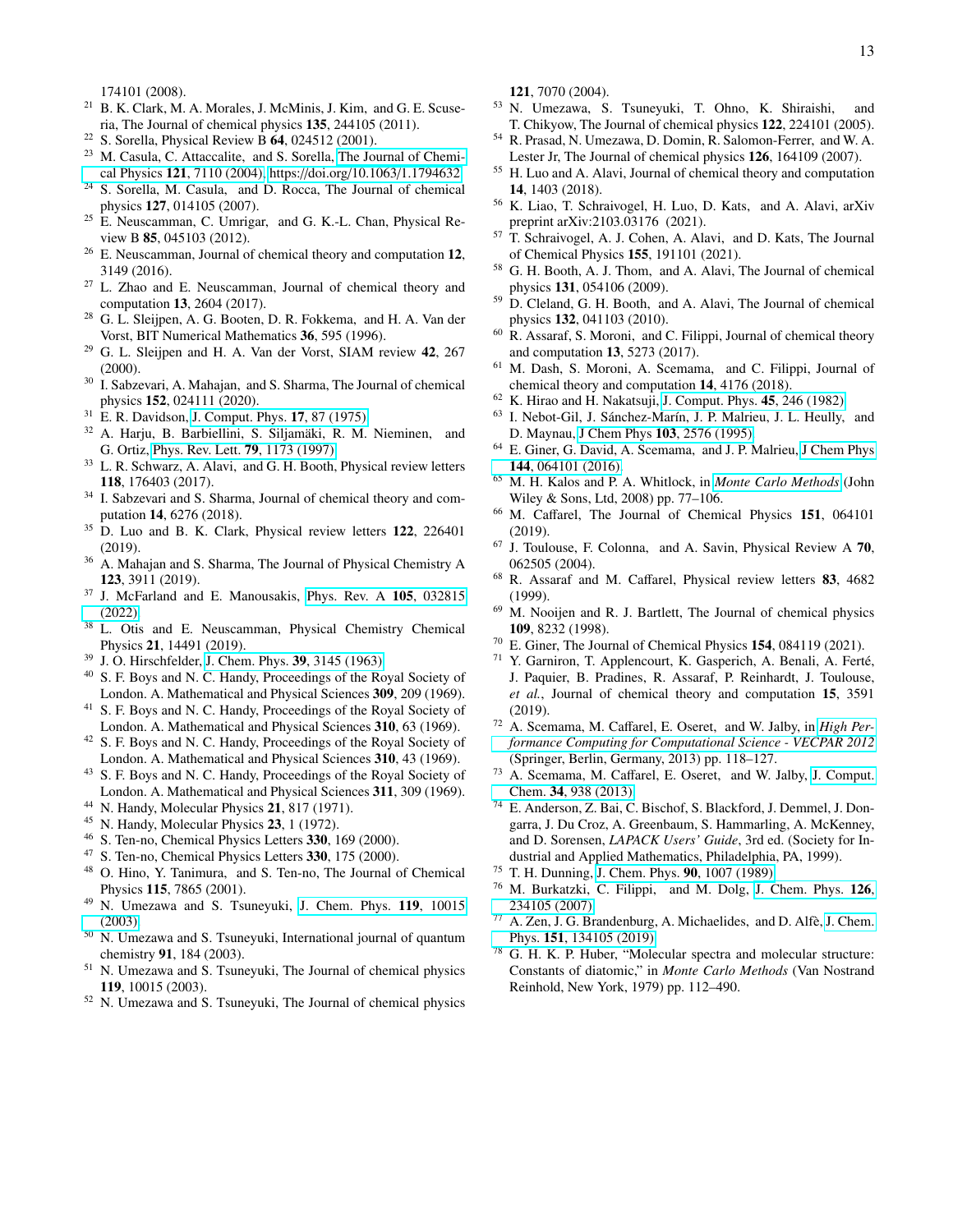174101 (2008).

[21] B. K. Clark, M. A. Morales, J. McMinis, J. Kim, and G. E. Scuseria, The Journal of chemical physics **135**, 244105 (2011).

[22] S. Sorella, Physical Review B **64**, 024512 (2001).

[23] M. Casula, C. Attaccalite, and S. Sorella, The Journal of Chemical Physics **121**, 7110 (2004), https://doi.org/10.1063/1.1794632.

[24] S. Sorella, M. Casula, and D. Rocca, The Journal of chemical physics **127**, 014105 (2007).

[25] E. Neuscamman, C. Umrigar, and G. K.-L. Chan, Physical Review B **85**, 045103 (2012).

[26] E. Neuscamman, Journal of chemical theory and computation **12**, 3149 (2016).

[27] L. Zhao and E. Neuscamman, Journal of chemical theory and computation **13**, 2604 (2017).

[28] G. L. Sleijpen, A. G. Booten, D. R. Fokkema, and H. A. Van der Vorst, BIT Numerical Mathematics **36**, 595 (1996).

[29] G. L. Sleijpen and H. A. Van der Vorst, SIAM review **42**, 267 (2000).

[30] I. Sabzevari, A. Mahajan, and S. Sharma, The Journal of chemical physics **152**, 024111 (2020).

[31] E. R. Davidson, J. Comput. Phys. **17**, 87 (1975).

[32] A. Harju, B. Barbiellini, S. Siljamäki, R. M. Nieminen, and G. Ortiz, Phys. Rev. Lett. **79**, 1173 (1997).

[33] L. R. Schwarz, A. Alavi, and G. H. Booth, Physical review letters **118**, 176403 (2017).

[34] I. Sabzevari and S. Sharma, Journal of chemical theory and computation **14**, 6276 (2018).

[35] D. Luo and B. K. Clark, Physical review letters **122**, 226401 (2019).

[36] A. Mahajan and S. Sharma, The Journal of Physical Chemistry A **123**, 3911 (2019).

[37] J. McFarland and E. Manousakis, Phys. Rev. A **105**, 032815 (2022).

[38] L. Otis and E. Neuscamman, Physical Chemistry Chemical Physics **21**, 14491 (2019).

[39] J. O. Hirschfelder, J. Chem. Phys. **39**, 3145 (1963).

[40] S. F. Boys and N. C. Handy, Proceedings of the Royal Society of London. A. Mathematical and Physical Sciences **309**, 209 (1969).

[41] S. F. Boys and N. C. Handy, Proceedings of the Royal Society of London. A. Mathematical and Physical Sciences **310**, 63 (1969).

[42] S. F. Boys and N. C. Handy, Proceedings of the Royal Society of London. A. Mathematical and Physical Sciences **310**, 43 (1969).

[43] S. F. Boys and N. C. Handy, Proceedings of the Royal Society of London. A. Mathematical and Physical Sciences **311**, 309 (1969).

[44] N. Handy, Molecular Physics **21**, 817 (1971).

[45] N. Handy, Molecular Physics **23**, 1 (1972).

[46] S. Ten-no, Chemical Physics Letters **330**, 169 (2000).

[47] S. Ten-no, Chemical Physics Letters **330**, 175 (2000).

[48] O. Hino, Y. Tanimura, and S. Ten-no, The Journal of Chemical Physics **115**, 7865 (2001).

[49] N. Umezawa and S. Tsuneyuki, J. Chem. Phys. **119**, 10015 (2003).

[50] N. Umezawa and S. Tsuneyuki, International journal of quantum chemistry **91**, 184 (2003).

[51] N. Umezawa and S. Tsuneyuki, The Journal of chemical physics **119**, 10015 (2003).

[52] N. Umezawa and S. Tsuneyuki, The Journal of chemical physics **121**, 7070 (2004).

[53] N. Umezawa, S. Tsuneyuki, T. Ohno, K. Shiraishi, and T. Chikyow, The Journal of chemical physics **122**, 224101 (2005).

[54] R. Prasad, N. Umezawa, D. Domin, R. Salomon-Ferrer, and W. A. Lester Jr, The Journal of chemical physics **126**, 164109 (2007).

[55] H. Luo and A. Alavi, Journal of chemical theory and computation **14**, 1403 (2018).

[56] K. Liao, T. Schraivogel, H. Luo, D. Kats, and A. Alavi, arXiv preprint arXiv:2103.03176 (2021).

[57] T. Schraivogel, A. J. Cohen, A. Alavi, and D. Kats, The Journal of Chemical Physics **155**, 191101 (2021).

[58] G. H. Booth, A. J. Thom, and A. Alavi, The Journal of chemical physics **131**, 054106 (2009).

[59] D. Cleland, G. H. Booth, and A. Alavi, The Journal of chemical physics **132**, 041103 (2010).

[60] R. Assaraf, S. Moroni, and C. Filippi, Journal of chemical theory and computation **13**, 5273 (2017).

[61] M. Dash, S. Moroni, A. Scemama, and C. Filippi, Journal of chemical theory and computation **14**, 4176 (2018).

[62] K. Hirao and H. Nakatsuji, J. Comput. Phys. **45**, 246 (1982).

[63] I. Nebot-Gil, J. Sánchez-Marín, J. P. Malrieu, J. L. Heully, and D. Maynau, J Chem Phys **103**, 2576 (1995).

[64] E. Giner, G. David, A. Scemama, and J. P. Malrieu, J Chem Phys **144**, 064101 (2016).

[65] M. H. Kalos and P. A. Whitlock, in *Monte Carlo Methods* (John Wiley & Sons, Ltd, 2008) pp. 77–106.

[66] M. Caffarel, The Journal of Chemical Physics **151**, 064101 (2019).

[67] J. Toulouse, F. Colonna, and A. Savin, Physical Review A **70**, 062505 (2004).

[68] R. Assaraf and M. Caffarel, Physical review letters **83**, 4682 (1999).

[69] M. Nooijen and R. J. Bartlett, The Journal of chemical physics **109**, 8232 (1998).

[70] E. Giner, The Journal of Chemical Physics **154**, 084119 (2021).

[71] Y. Garniron, T. Applencourt, K. Gasperich, A. Benali, A. Ferté, J. Paquier, B. Pradines, R. Assaraf, P. Reinhardt, J. Toulouse, *et al.*, Journal of chemical theory and computation **15**, 3591 (2019).

[72] A. Scemama, M. Caffarel, E. Oseret, and W. Jalby, in *High Performance Computing for Computational Science - VECPAR 2012* (Springer, Berlin, Germany, 2013) pp. 118–127.

[73] A. Scemama, M. Caffarel, E. Oseret, and W. Jalby, J. Comput. Chem. **34**, 938 (2013).

[74] E. Anderson, Z. Bai, C. Bischof, S. Blackford, J. Demmel, J. Dongarra, J. Du Croz, A. Greenbaum, S. Hammarling, A. McKenney, and D. Sorensen, *LAPACK Users' Guide*, 3rd ed. (Society for Industrial and Applied Mathematics, Philadelphia, PA, 1999).

[75] T. H. Dunning, J. Chem. Phys. **90**, 1007 (1989).

[76] M. Burkatzki, C. Filippi, and M. Dolg, J. Chem. Phys. **126**, 234105 (2007).

[77] A. Zen, J. G. Brandenburg, A. Michaelides, and D. Alfè, J. Chem. Phys. **151**, 134105 (2019).

[78] G. H. K. P. Huber, "Molecular spectra and molecular structure: Constants of diatomic," in *Monte Carlo Methods* (Van Nostrand Reinhold, New York, 1979) pp. 112–490.